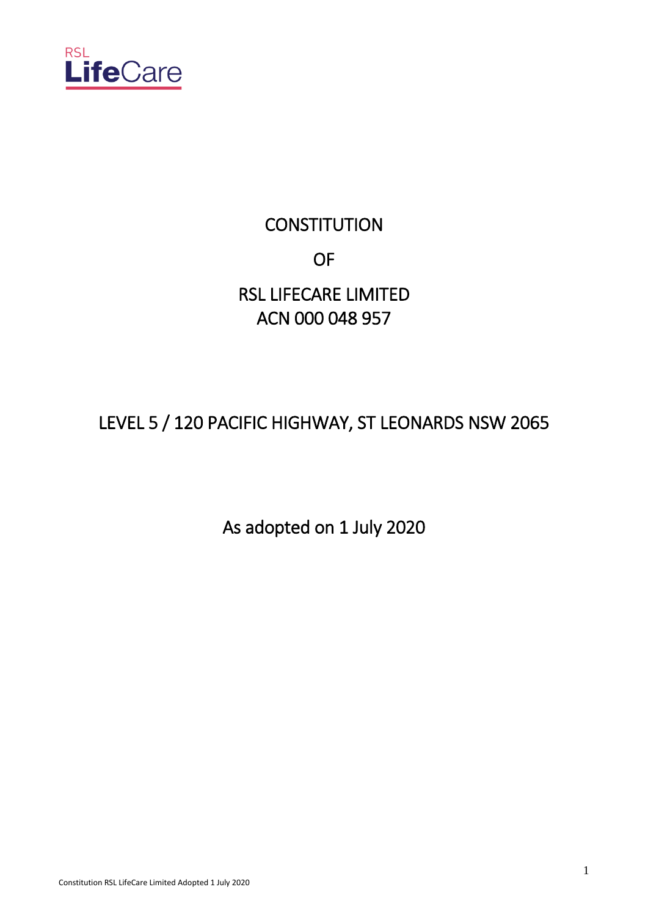RSL LifeCare

# CONSTITUTION

# OF

# RSL LIFECARE LIMITED
# ACN 000 048 957

LEVEL 5 / 120 PACIFIC HIGHWAY, ST LEONARDS NSW 2065

As adopted on 1 July 2020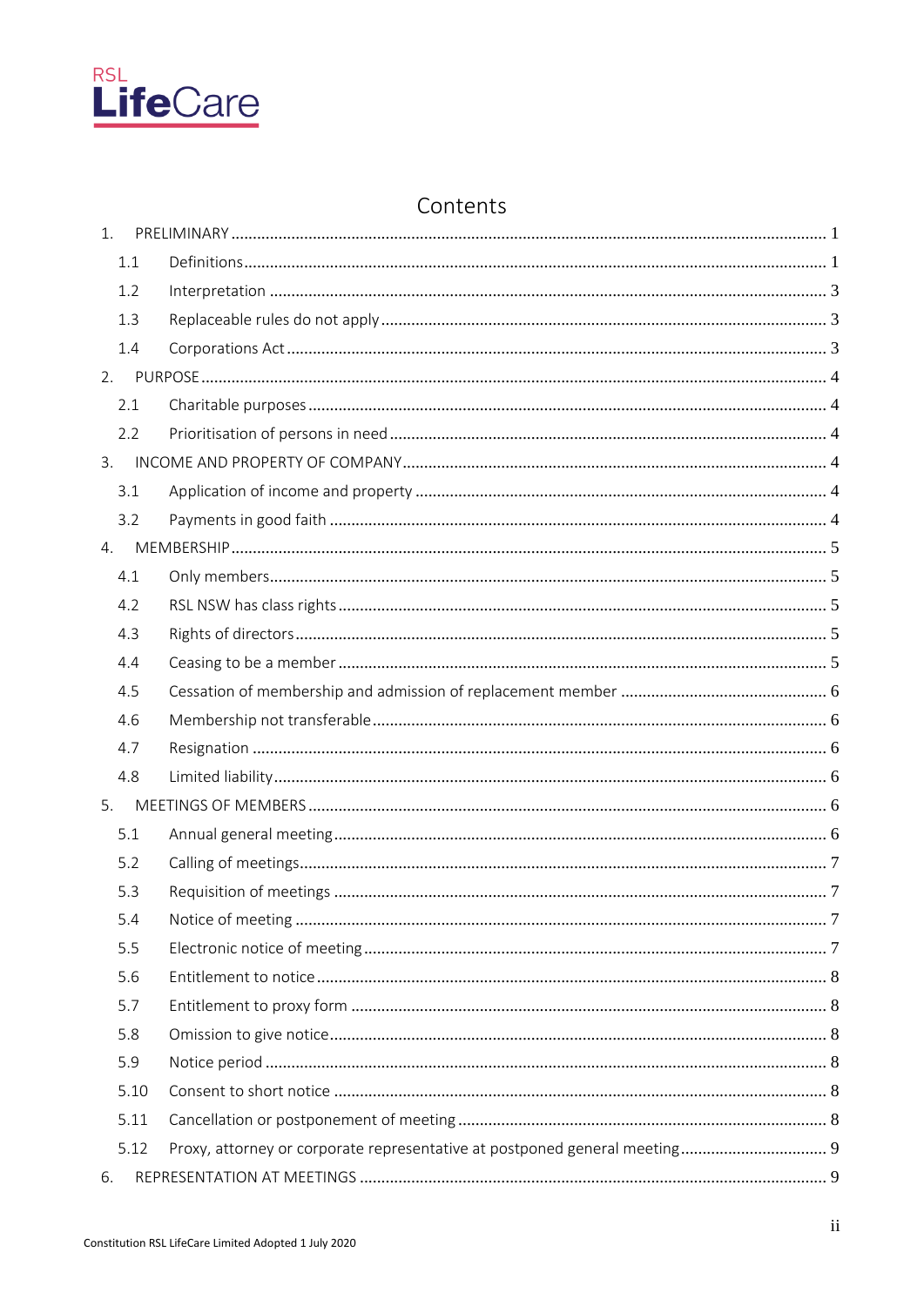# Contents

1. PRELIMINARY ........................................................................ 1
   - 1.1 Definitions ........................................................................ 1
   - 1.2 Interpretation ........................................................................ 3
   - 1.3 Replaceable rules do not apply ........................................................................ 3
   - 1.4 Corporations Act ........................................................................ 3
2. PURPOSE ........................................................................ 4
   - 2.1 Charitable purposes ........................................................................ 4
   - 2.2 Prioritisation of persons in need ........................................................................ 4
3. INCOME AND PROPERTY OF COMPANY ........................................................................ 4
   - 3.1 Application of income and property ........................................................................ 4
   - 3.2 Payments in good faith ........................................................................ 4
4. MEMBERSHIP ........................................................................ 5
   - 4.1 Only members ........................................................................ 5
   - 4.2 RSL NSW has class rights ........................................................................ 5
   - 4.3 Rights of directors ........................................................................ 5
   - 4.4 Ceasing to be a member ........................................................................ 5
   - 4.5 Cessation of membership and admission of replacement member ........................................................................ 6
   - 4.6 Membership not transferable ........................................................................ 6
   - 4.7 Resignation ........................................................................ 6
   - 4.8 Limited liability ........................................................................ 6
5. MEETINGS OF MEMBERS ........................................................................ 6
   - 5.1 Annual general meeting ........................................................................ 6
   - 5.2 Calling of meetings ........................................................................ 7
   - 5.3 Requisition of meetings ........................................................................ 7
   - 5.4 Notice of meeting ........................................................................ 7
   - 5.5 Electronic notice of meeting ........................................................................ 7
   - 5.6 Entitlement to notice ........................................................................ 8
   - 5.7 Entitlement to proxy form ........................................................................ 8
   - 5.8 Omission to give notice ........................................................................ 8
   - 5.9 Notice period ........................................................................ 8
   - 5.10 Consent to short notice ........................................................................ 8
   - 5.11 Cancellation or postponement of meeting ........................................................................ 8
   - 5.12 Proxy, attorney or corporate representative at postponed general meeting ........................................................................ 9
6. REPRESENTATION AT MEETINGS ........................................................................ 9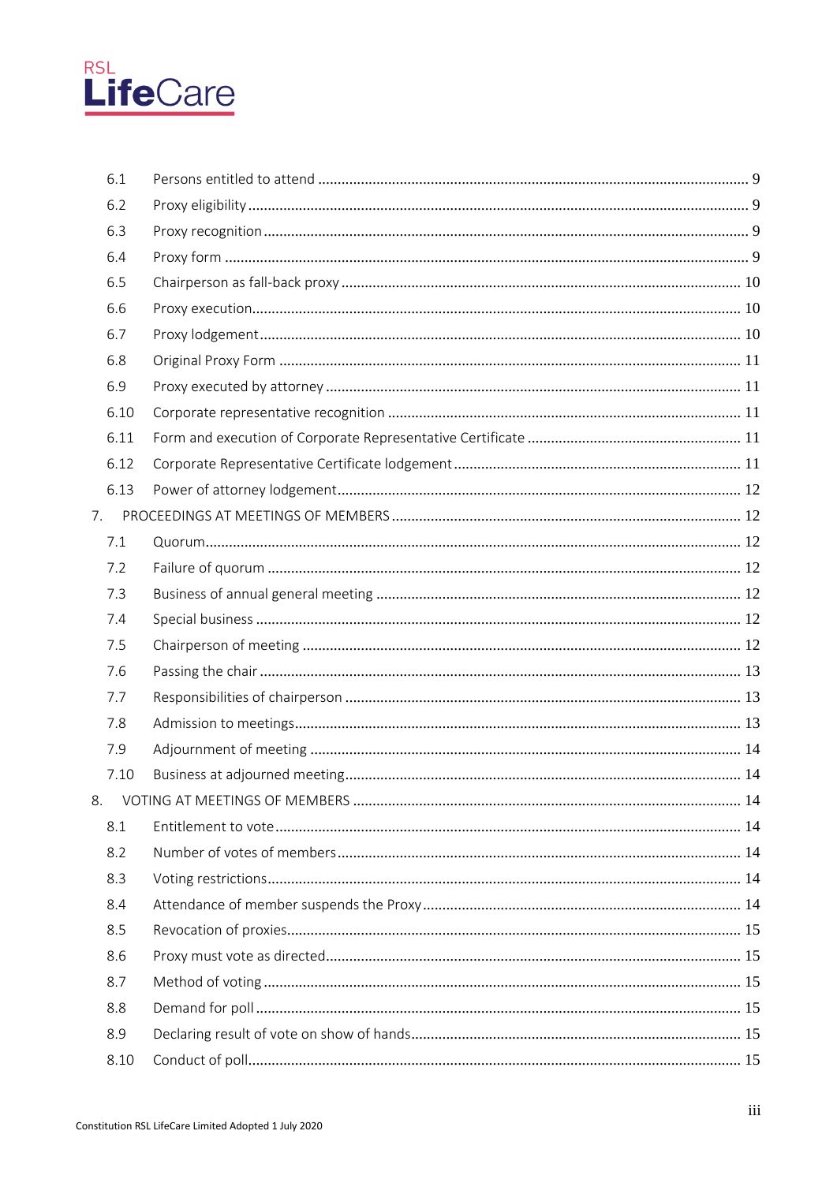6.1 Persons entitled to attend ............................................................................................................ 9

6.2 Proxy eligibility ............................................................................................................................ 9

6.3 Proxy recognition ......................................................................................................................... 9

6.4 Proxy form .................................................................................................................................... 9

6.5 Chairperson as fall-back proxy .................................................................................................. 10

6.6 Proxy execution .......................................................................................................................... 10

6.7 Proxy lodgement ........................................................................................................................ 10

6.8 Original Proxy Form ................................................................................................................... 11

6.9 Proxy executed by attorney ....................................................................................................... 11

6.10 Corporate representative recognition ..................................................................................... 11

6.11 Form and execution of Corporate Representative Certificate ................................................. 11

6.12 Corporate Representative Certificate lodgement .................................................................... 11

6.13 Power of attorney lodgement ................................................................................................... 12

7. PROCEEDINGS AT MEETINGS OF MEMBERS ......................................................................... 12

7.1 Quorum ...................................................................................................................................... 12

7.2 Failure of quorum ...................................................................................................................... 12

7.3 Business of annual general meeting ......................................................................................... 12

7.4 Special business ......................................................................................................................... 12

7.5 Chairperson of meeting ............................................................................................................. 12

7.6 Passing the chair ........................................................................................................................ 13

7.7 Responsibilities of chairperson ................................................................................................. 13

7.8 Admission to meetings ............................................................................................................... 13

7.9 Adjournment of meeting ........................................................................................................... 14

7.10 Business at adjourned meeting ................................................................................................ 14

8. VOTING AT MEETINGS OF MEMBERS ..................................................................................... 14

8.1 Entitlement to vote .................................................................................................................... 14

8.2 Number of votes of members .................................................................................................... 14

8.3 Voting restrictions ...................................................................................................................... 14

8.4 Attendance of member suspends the Proxy ............................................................................. 14

8.5 Revocation of proxies ................................................................................................................. 15

8.6 Proxy must vote as directed ....................................................................................................... 15

8.7 Method of voting ........................................................................................................................ 15

8.8 Demand for poll .......................................................................................................................... 15

8.9 Declaring result of vote on show of hands ................................................................................ 15

8.10 Conduct of poll ......................................................................................................................... 15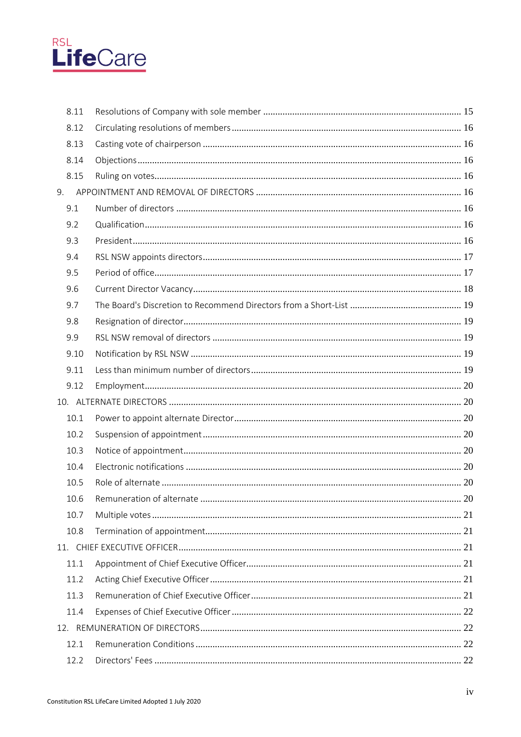8.11 Resolutions of Company with sole member ... 15
8.12 Circulating resolutions of members ... 16
8.13 Casting vote of chairperson ... 16
8.14 Objections ... 16
8.15 Ruling on votes ... 16

9. APPOINTMENT AND REMOVAL OF DIRECTORS ... 16

9.1 Number of directors ... 16
9.2 Qualification ... 16
9.3 President ... 16
9.4 RSL NSW appoints directors ... 17
9.5 Period of office ... 17
9.6 Current Director Vacancy ... 18
9.7 The Board's Discretion to Recommend Directors from a Short-List ... 19
9.8 Resignation of director ... 19
9.9 RSL NSW removal of directors ... 19
9.10 Notification by RSL NSW ... 19
9.11 Less than minimum number of directors ... 19
9.12 Employment ... 20

10. ALTERNATE DIRECTORS ... 20

10.1 Power to appoint alternate Director ... 20
10.2 Suspension of appointment ... 20
10.3 Notice of appointment ... 20
10.4 Electronic notifications ... 20
10.5 Role of alternate ... 20
10.6 Remuneration of alternate ... 20
10.7 Multiple votes ... 21
10.8 Termination of appointment ... 21

11. CHIEF EXECUTIVE OFFICER ... 21

11.1 Appointment of Chief Executive Officer ... 21
11.2 Acting Chief Executive Officer ... 21
11.3 Remuneration of Chief Executive Officer ... 21
11.4 Expenses of Chief Executive Officer ... 22

12. REMUNERATION OF DIRECTORS ... 22

12.1 Remuneration Conditions ... 22
12.2 Directors' Fees ... 22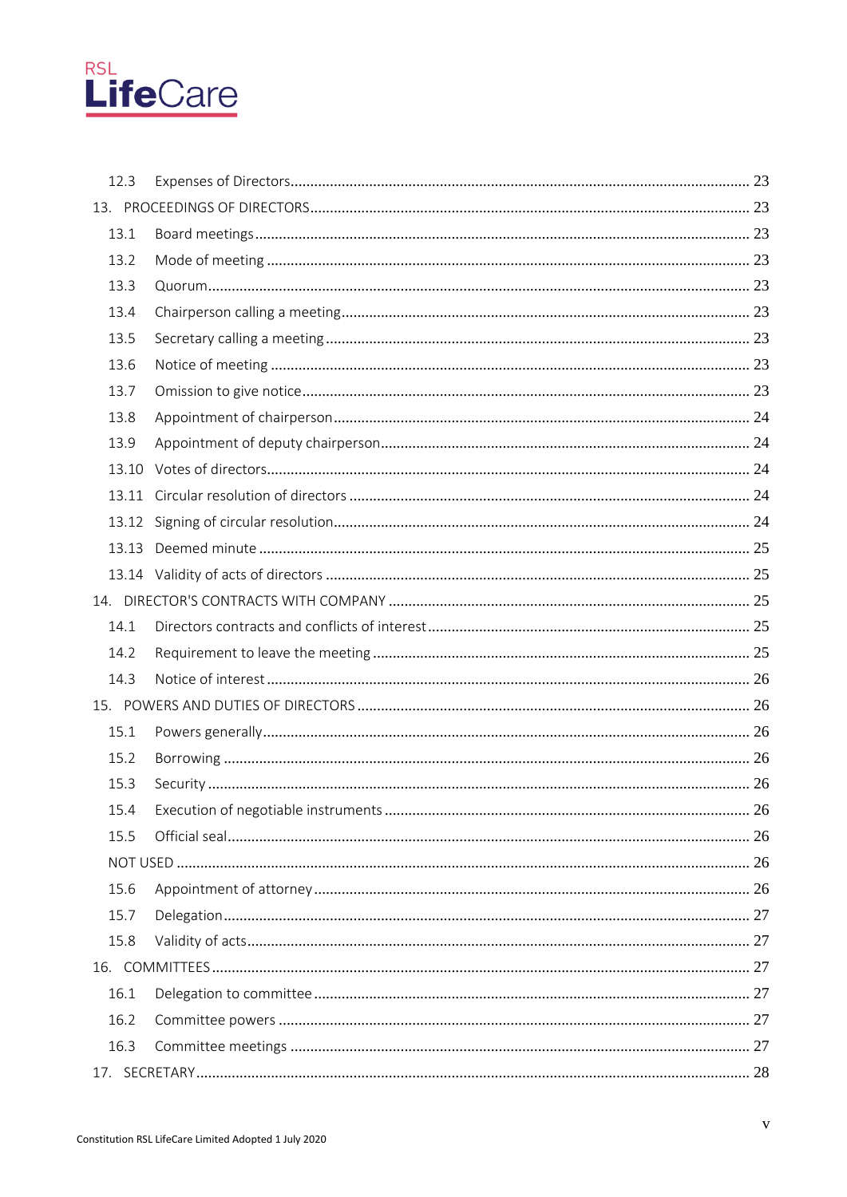12.3 Expenses of Directors ... 23

13. PROCEEDINGS OF DIRECTORS ... 23

13.1 Board meetings ... 23

13.2 Mode of meeting ... 23

13.3 Quorum ... 23

13.4 Chairperson calling a meeting ... 23

13.5 Secretary calling a meeting ... 23

13.6 Notice of meeting ... 23

13.7 Omission to give notice ... 23

13.8 Appointment of chairperson ... 24

13.9 Appointment of deputy chairperson ... 24

13.10 Votes of directors ... 24

13.11 Circular resolution of directors ... 24

13.12 Signing of circular resolution ... 24

13.13 Deemed minute ... 25

13.14 Validity of acts of directors ... 25

14. DIRECTOR'S CONTRACTS WITH COMPANY ... 25

14.1 Directors contracts and conflicts of interest ... 25

14.2 Requirement to leave the meeting ... 25

14.3 Notice of interest ... 26

15. POWERS AND DUTIES OF DIRECTORS ... 26

15.1 Powers generally ... 26

15.2 Borrowing ... 26

15.3 Security ... 26

15.4 Execution of negotiable instruments ... 26

15.5 Official seal ... 26

NOT USED ... 26

15.6 Appointment of attorney ... 26

15.7 Delegation ... 27

15.8 Validity of acts ... 27

16. COMMITTEES ... 27

16.1 Delegation to committee ... 27

16.2 Committee powers ... 27

16.3 Committee meetings ... 27

17. SECRETARY ... 28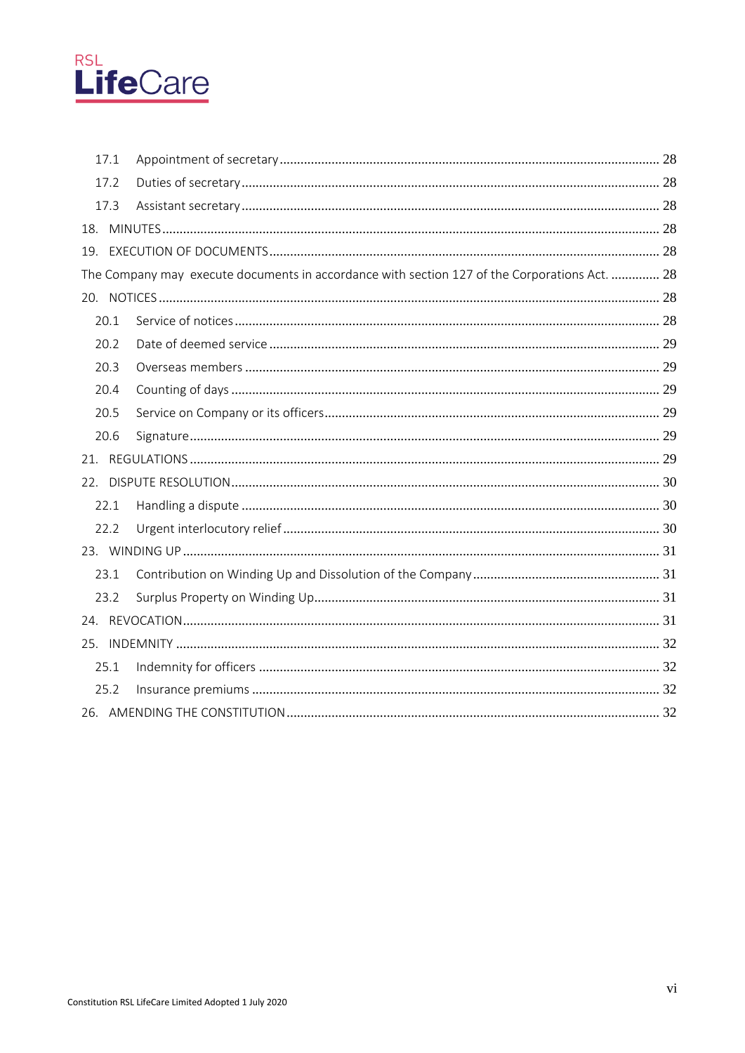17.1 Appointment of secretary ........................................................................................................ 28

17.2 Duties of secretary ................................................................................................................ 28

17.3 Assistant secretary ................................................................................................................ 28

18. MINUTES ........................................................................................................................................ 28

19. EXECUTION OF DOCUMENTS ........................................................................................................ 28

The Company may execute documents in accordance with section 127 of the Corporations Act. .............. 28

20. NOTICES .......................................................................................................................................... 28

20.1 Service of notices ................................................................................................................... 28

20.2 Date of deemed service .......................................................................................................... 29

20.3 Overseas members ................................................................................................................. 29

20.4 Counting of days .................................................................................................................... 29

20.5 Service on Company or its officers ......................................................................................... 29

20.6 Signature ................................................................................................................................. 29

21. REGULATIONS ................................................................................................................................ 29

22. DISPUTE RESOLUTION ................................................................................................................... 30

22.1 Handling a dispute .................................................................................................................. 30

22.2 Urgent interlocutory relief ..................................................................................................... 30

23. WINDING UP .................................................................................................................................. 31

23.1 Contribution on Winding Up and Dissolution of the Company ................................................ 31

23.2 Surplus Property on Winding Up ............................................................................................. 31

24. REVOCATION .................................................................................................................................. 31

25. INDEMNITY ..................................................................................................................................... 32

25.1 Indemnity for officers ............................................................................................................. 32

25.2 Insurance premiums ............................................................................................................... 32

26. AMENDING THE CONSTITUTION .................................................................................................... 32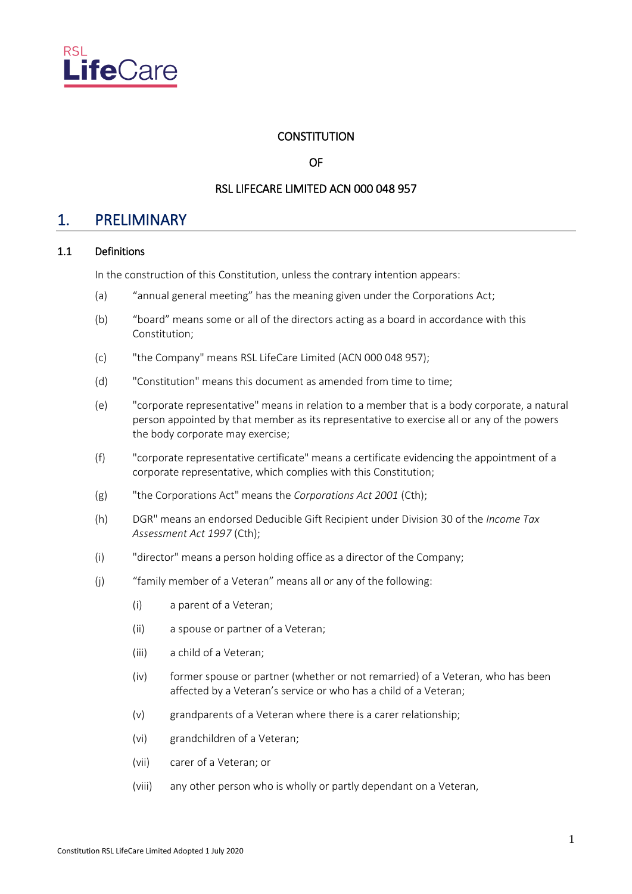CONSTITUTION

OF

RSL LIFECARE LIMITED ACN 000 048 957

# 1. PRELIMINARY

## 1.1 Definitions

In the construction of this Constitution, unless the contrary intention appears:

(a) “annual general meeting” has the meaning given under the Corporations Act;

(b) “board” means some or all of the directors acting as a board in accordance with this Constitution;

(c) "the Company" means RSL LifeCare Limited (ACN 000 048 957);

(d) "Constitution" means this document as amended from time to time;

(e) "corporate representative" means in relation to a member that is a body corporate, a natural person appointed by that member as its representative to exercise all or any of the powers the body corporate may exercise;

(f) "corporate representative certificate" means a certificate evidencing the appointment of a corporate representative, which complies with this Constitution;

(g) "the Corporations Act" means the *Corporations Act 2001* (Cth);

(h) DGR" means an endorsed Deducible Gift Recipient under Division 30 of the *Income Tax Assessment Act 1997* (Cth);

(i) "director" means a person holding office as a director of the Company;

(j) “family member of a Veteran” means all or any of the following:

(i) a parent of a Veteran;

(ii) a spouse or partner of a Veteran;

(iii) a child of a Veteran;

(iv) former spouse or partner (whether or not remarried) of a Veteran, who has been affected by a Veteran’s service or who has a child of a Veteran;

(v) grandparents of a Veteran where there is a carer relationship;

(vi) grandchildren of a Veteran;

(vii) carer of a Veteran; or

(viii) any other person who is wholly or partly dependant on a Veteran,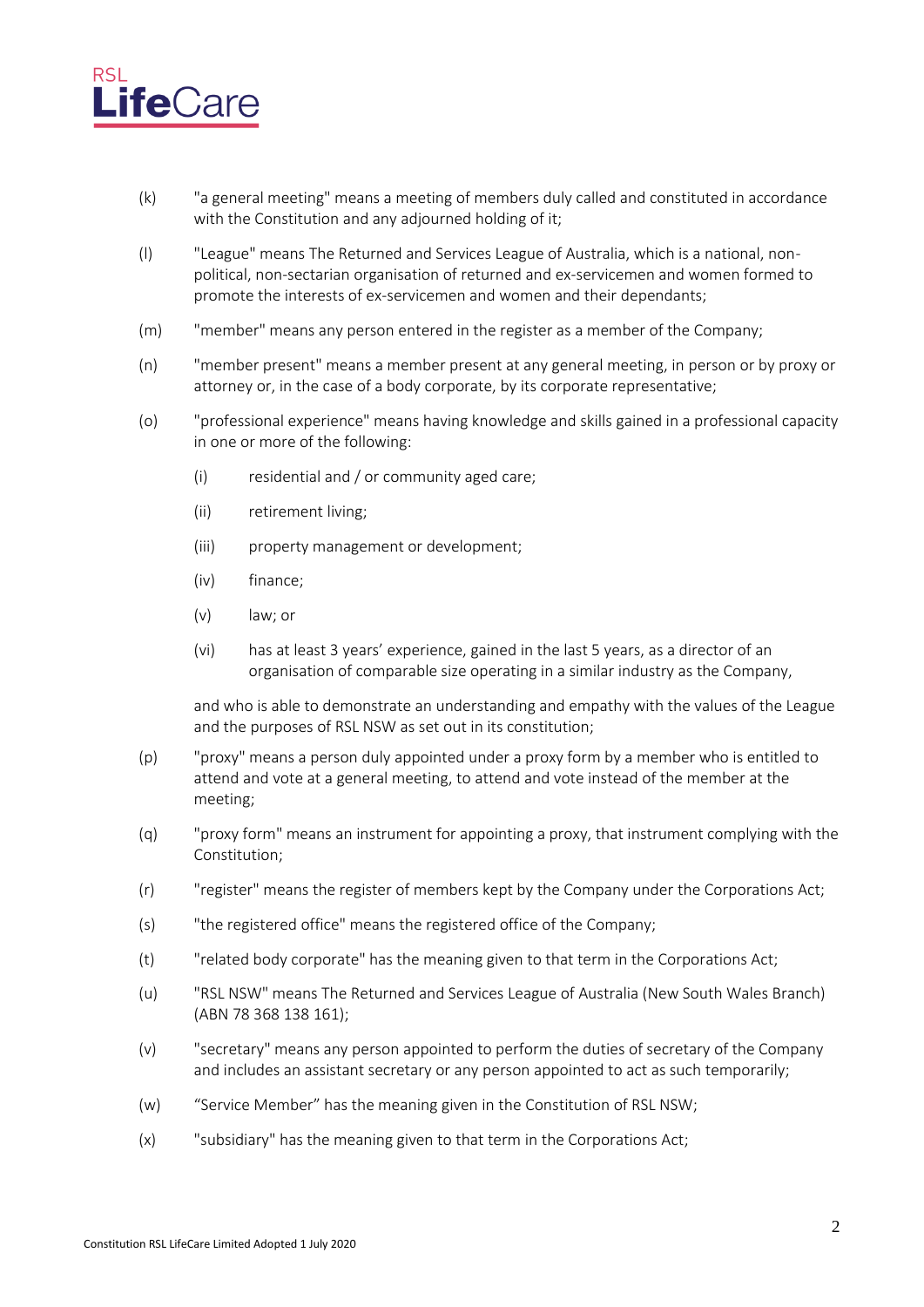(k) "a general meeting" means a meeting of members duly called and constituted in accordance with the Constitution and any adjourned holding of it;

(l) "League" means The Returned and Services League of Australia, which is a national, non-political, non-sectarian organisation of returned and ex-servicemen and women formed to promote the interests of ex-servicemen and women and their dependants;

(m) "member" means any person entered in the register as a member of the Company;

(n) "member present" means a member present at any general meeting, in person or by proxy or attorney or, in the case of a body corporate, by its corporate representative;

(o) "professional experience" means having knowledge and skills gained in a professional capacity in one or more of the following:

 (i) residential and / or community aged care;

 (ii) retirement living;

 (iii) property management or development;

 (iv) finance;

 (v) law; or

 (vi) has at least 3 years' experience, gained in the last 5 years, as a director of an organisation of comparable size operating in a similar industry as the Company,

 and who is able to demonstrate an understanding and empathy with the values of the League and the purposes of RSL NSW as set out in its constitution;

(p) "proxy" means a person duly appointed under a proxy form by a member who is entitled to attend and vote at a general meeting, to attend and vote instead of the member at the meeting;

(q) "proxy form" means an instrument for appointing a proxy, that instrument complying with the Constitution;

(r) "register" means the register of members kept by the Company under the Corporations Act;

(s) "the registered office" means the registered office of the Company;

(t) "related body corporate" has the meaning given to that term in the Corporations Act;

(u) "RSL NSW" means The Returned and Services League of Australia (New South Wales Branch) (ABN 78 368 138 161);

(v) "secretary" means any person appointed to perform the duties of secretary of the Company and includes an assistant secretary or any person appointed to act as such temporarily;

(w) "Service Member" has the meaning given in the Constitution of RSL NSW;

(x) "subsidiary" has the meaning given to that term in the Corporations Act;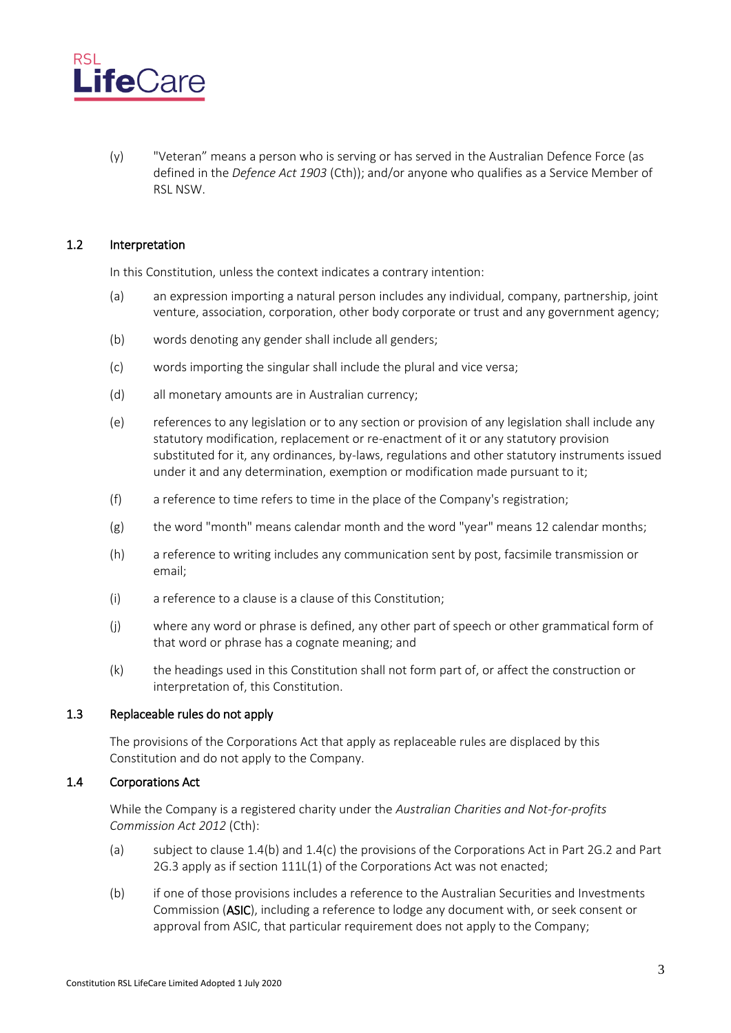(y) "Veteran" means a person who is serving or has served in the Australian Defence Force (as defined in the *Defence Act 1903* (Cth)); and/or anyone who qualifies as a Service Member of RSL NSW.

### 1.2 Interpretation

In this Constitution, unless the context indicates a contrary intention:

(a) an expression importing a natural person includes any individual, company, partnership, joint venture, association, corporation, other body corporate or trust and any government agency;

(b) words denoting any gender shall include all genders;

(c) words importing the singular shall include the plural and vice versa;

(d) all monetary amounts are in Australian currency;

(e) references to any legislation or to any section or provision of any legislation shall include any statutory modification, replacement or re-enactment of it or any statutory provision substituted for it, any ordinances, by-laws, regulations and other statutory instruments issued under it and any determination, exemption or modification made pursuant to it;

(f) a reference to time refers to time in the place of the Company's registration;

(g) the word "month" means calendar month and the word "year" means 12 calendar months;

(h) a reference to writing includes any communication sent by post, facsimile transmission or email;

(i) a reference to a clause is a clause of this Constitution;

(j) where any word or phrase is defined, any other part of speech or other grammatical form of that word or phrase has a cognate meaning; and

(k) the headings used in this Constitution shall not form part of, or affect the construction or interpretation of, this Constitution.

### 1.3 Replaceable rules do not apply

The provisions of the Corporations Act that apply as replaceable rules are displaced by this Constitution and do not apply to the Company.

### 1.4 Corporations Act

While the Company is a registered charity under the *Australian Charities and Not-for-profits Commission Act 2012* (Cth):

(a) subject to clause 1.4(b) and 1.4(c) the provisions of the Corporations Act in Part 2G.2 and Part 2G.3 apply as if section 111L(1) of the Corporations Act was not enacted;

(b) if one of those provisions includes a reference to the Australian Securities and Investments Commission (**ASIC**), including a reference to lodge any document with, or seek consent or approval from ASIC, that particular requirement does not apply to the Company;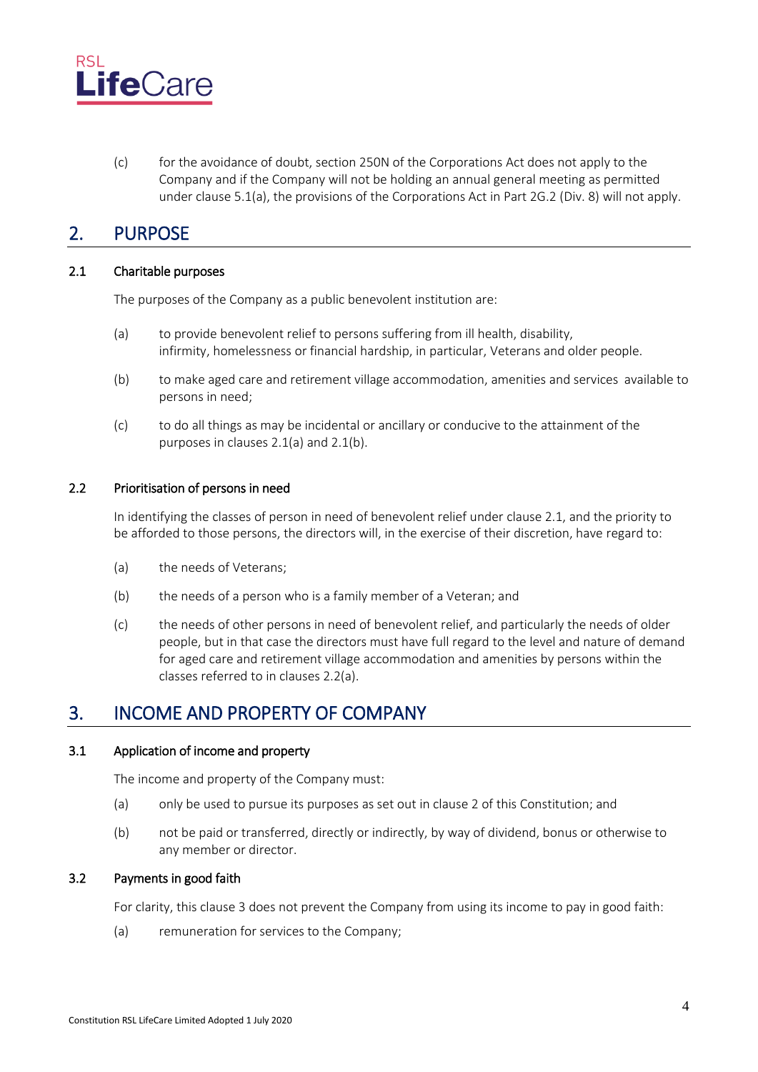(c) for the avoidance of doubt, section 250N of the Corporations Act does not apply to the Company and if the Company will not be holding an annual general meeting as permitted under clause 5.1(a), the provisions of the Corporations Act in Part 2G.2 (Div. 8) will not apply.

## 2. PURPOSE

### 2.1 Charitable purposes

The purposes of the Company as a public benevolent institution are:

(a) to provide benevolent relief to persons suffering from ill health, disability, infirmity, homelessness or financial hardship, in particular, Veterans and older people.

(b) to make aged care and retirement village accommodation, amenities and services available to persons in need;

(c) to do all things as may be incidental or ancillary or conducive to the attainment of the purposes in clauses 2.1(a) and 2.1(b).

### 2.2 Prioritisation of persons in need

In identifying the classes of person in need of benevolent relief under clause 2.1, and the priority to be afforded to those persons, the directors will, in the exercise of their discretion, have regard to:

(a) the needs of Veterans;

(b) the needs of a person who is a family member of a Veteran; and

(c) the needs of other persons in need of benevolent relief, and particularly the needs of older people, but in that case the directors must have full regard to the level and nature of demand for aged care and retirement village accommodation and amenities by persons within the classes referred to in clauses 2.2(a).

## 3. INCOME AND PROPERTY OF COMPANY

### 3.1 Application of income and property

The income and property of the Company must:

(a) only be used to pursue its purposes as set out in clause 2 of this Constitution; and

(b) not be paid or transferred, directly or indirectly, by way of dividend, bonus or otherwise to any member or director.

### 3.2 Payments in good faith

For clarity, this clause 3 does not prevent the Company from using its income to pay in good faith:

(a) remuneration for services to the Company;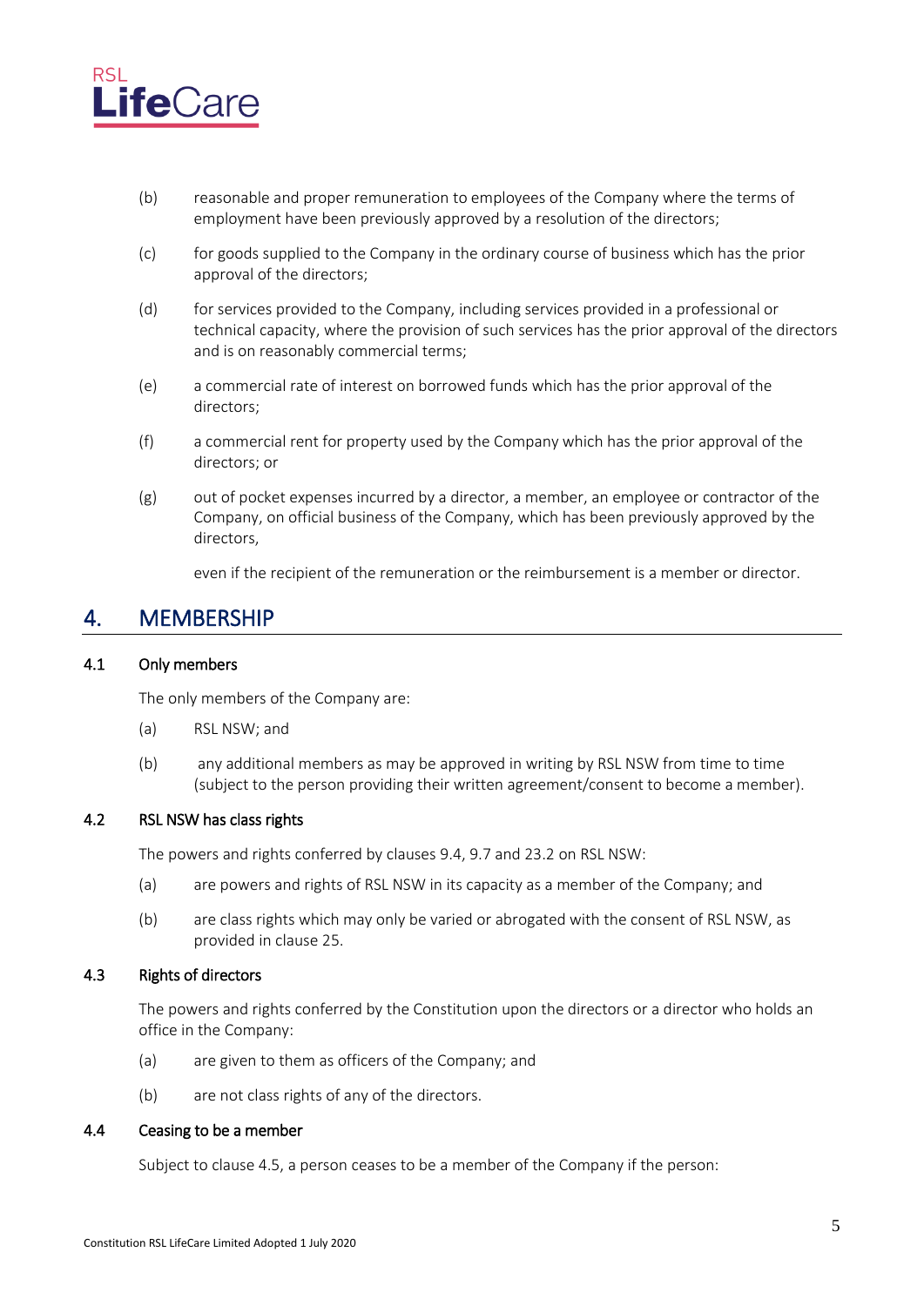(b) reasonable and proper remuneration to employees of the Company where the terms of employment have been previously approved by a resolution of the directors;

(c) for goods supplied to the Company in the ordinary course of business which has the prior approval of the directors;

(d) for services provided to the Company, including services provided in a professional or technical capacity, where the provision of such services has the prior approval of the directors and is on reasonably commercial terms;

(e) a commercial rate of interest on borrowed funds which has the prior approval of the directors;

(f) a commercial rent for property used by the Company which has the prior approval of the directors; or

(g) out of pocket expenses incurred by a director, a member, an employee or contractor of the Company, on official business of the Company, which has been previously approved by the directors,

even if the recipient of the remuneration or the reimbursement is a member or director.

## 4. MEMBERSHIP

### 4.1 Only members

The only members of the Company are:

(a) RSL NSW; and

(b) any additional members as may be approved in writing by RSL NSW from time to time (subject to the person providing their written agreement/consent to become a member).

### 4.2 RSL NSW has class rights

The powers and rights conferred by clauses 9.4, 9.7 and 23.2 on RSL NSW:

(a) are powers and rights of RSL NSW in its capacity as a member of the Company; and

(b) are class rights which may only be varied or abrogated with the consent of RSL NSW, as provided in clause 25.

### 4.3 Rights of directors

The powers and rights conferred by the Constitution upon the directors or a director who holds an office in the Company:

(a) are given to them as officers of the Company; and

(b) are not class rights of any of the directors.

### 4.4 Ceasing to be a member

Subject to clause 4.5, a person ceases to be a member of the Company if the person: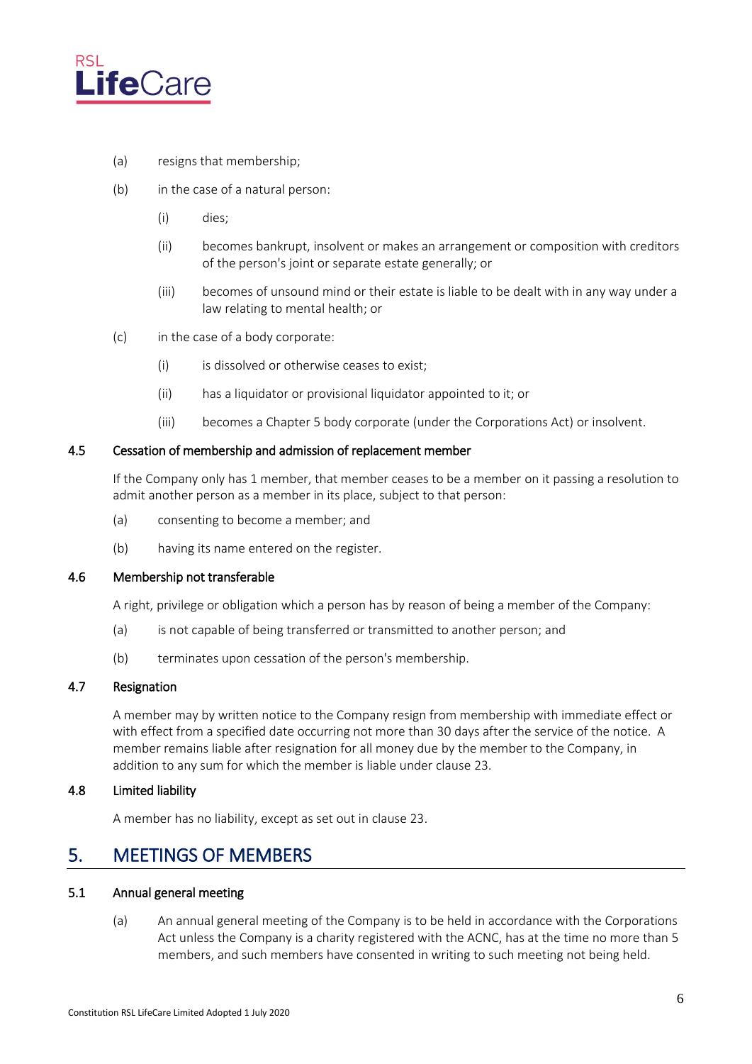(a) resigns that membership;

(b) in the case of a natural person:

   (i) dies;

   (ii) becomes bankrupt, insolvent or makes an arrangement or composition with creditors of the person's joint or separate estate generally; or

   (iii) becomes of unsound mind or their estate is liable to be dealt with in any way under a law relating to mental health; or

(c) in the case of a body corporate:

   (i) is dissolved or otherwise ceases to exist;

   (ii) has a liquidator or provisional liquidator appointed to it; or

   (iii) becomes a Chapter 5 body corporate (under the Corporations Act) or insolvent.

### 4.5 Cessation of membership and admission of replacement member

If the Company only has 1 member, that member ceases to be a member on it passing a resolution to admit another person as a member in its place, subject to that person:

(a) consenting to become a member; and

(b) having its name entered on the register.

### 4.6 Membership not transferable

A right, privilege or obligation which a person has by reason of being a member of the Company:

(a) is not capable of being transferred or transmitted to another person; and

(b) terminates upon cessation of the person's membership.

### 4.7 Resignation

A member may by written notice to the Company resign from membership with immediate effect or with effect from a specified date occurring not more than 30 days after the service of the notice. A member remains liable after resignation for all money due by the member to the Company, in addition to any sum for which the member is liable under clause 23.

### 4.8 Limited liability

A member has no liability, except as set out in clause 23.

## 5. MEETINGS OF MEMBERS

### 5.1 Annual general meeting

(a) An annual general meeting of the Company is to be held in accordance with the Corporations Act unless the Company is a charity registered with the ACNC, has at the time no more than 5 members, and such members have consented in writing to such meeting not being held.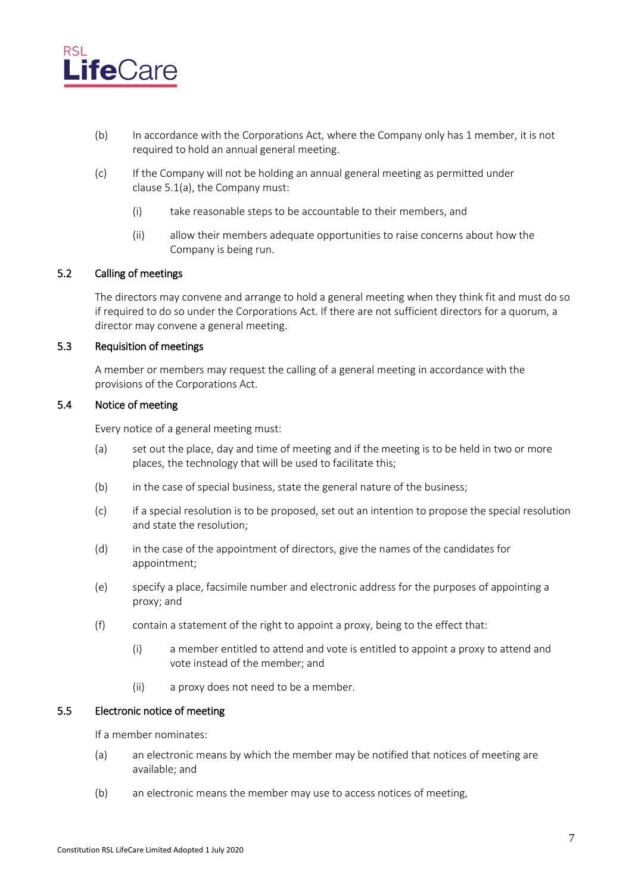(b) In accordance with the Corporations Act, where the Company only has 1 member, it is not required to hold an annual general meeting.

(c) If the Company will not be holding an annual general meeting as permitted under clause 5.1(a), the Company must:

(i) take reasonable steps to be accountable to their members, and

(ii) allow their members adequate opportunities to raise concerns about how the Company is being run.

### 5.2 Calling of meetings

The directors may convene and arrange to hold a general meeting when they think fit and must do so if required to do so under the Corporations Act. If there are not sufficient directors for a quorum, a director may convene a general meeting.

### 5.3 Requisition of meetings

A member or members may request the calling of a general meeting in accordance with the provisions of the Corporations Act.

### 5.4 Notice of meeting

Every notice of a general meeting must:

(a) set out the place, day and time of meeting and if the meeting is to be held in two or more places, the technology that will be used to facilitate this;

(b) in the case of special business, state the general nature of the business;

(c) if a special resolution is to be proposed, set out an intention to propose the special resolution and state the resolution;

(d) in the case of the appointment of directors, give the names of the candidates for appointment;

(e) specify a place, facsimile number and electronic address for the purposes of appointing a proxy; and

(f) contain a statement of the right to appoint a proxy, being to the effect that:

(i) a member entitled to attend and vote is entitled to appoint a proxy to attend and vote instead of the member; and

(ii) a proxy does not need to be a member.

### 5.5 Electronic notice of meeting

If a member nominates:

(a) an electronic means by which the member may be notified that notices of meeting are available; and

(b) an electronic means the member may use to access notices of meeting,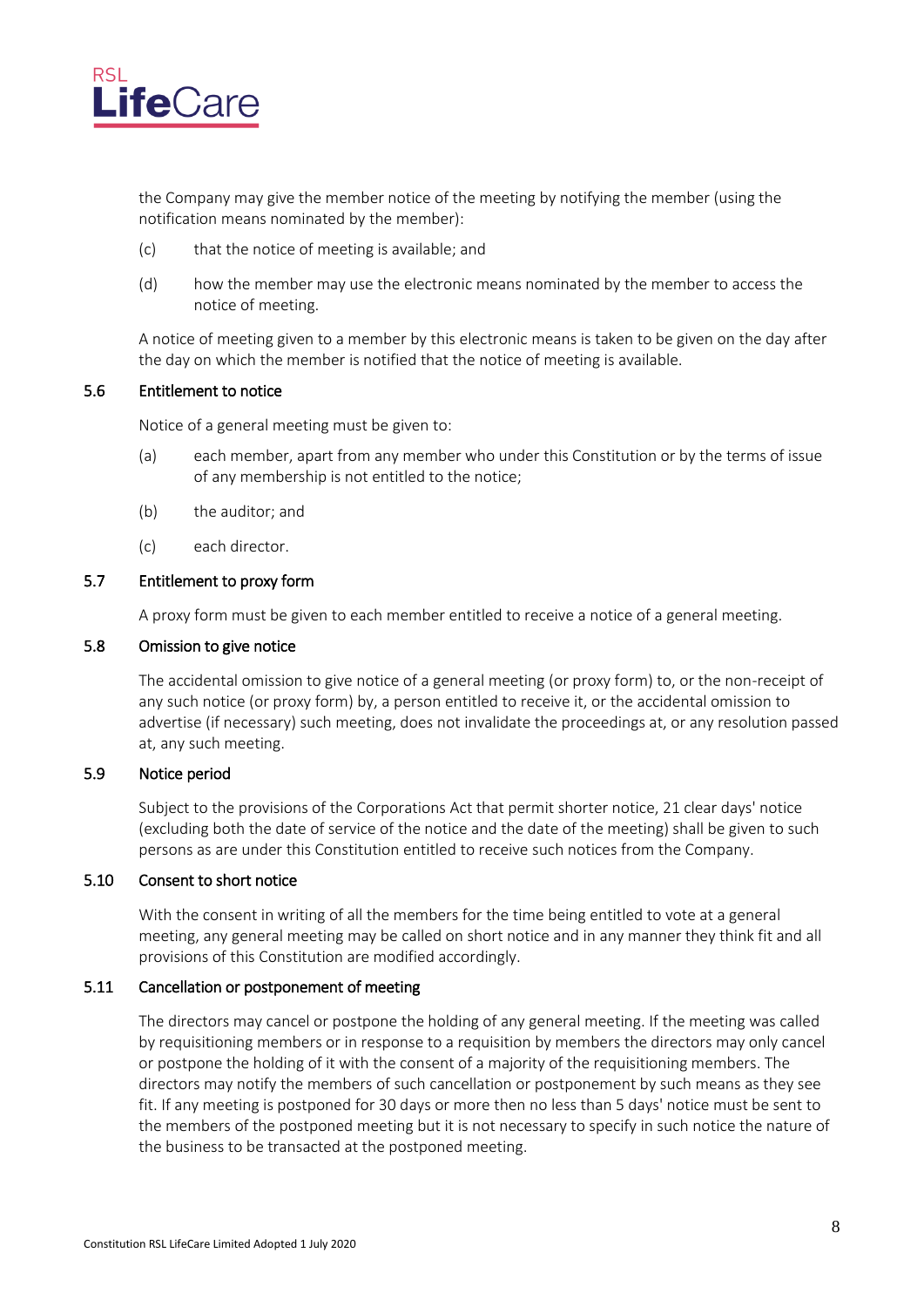the Company may give the member notice of the meeting by notifying the member (using the notification means nominated by the member):

(c) that the notice of meeting is available; and

(d) how the member may use the electronic means nominated by the member to access the notice of meeting.

A notice of meeting given to a member by this electronic means is taken to be given on the day after the day on which the member is notified that the notice of meeting is available.

### 5.6 Entitlement to notice

Notice of a general meeting must be given to:

(a) each member, apart from any member who under this Constitution or by the terms of issue of any membership is not entitled to the notice;

(b) the auditor; and

(c) each director.

### 5.7 Entitlement to proxy form

A proxy form must be given to each member entitled to receive a notice of a general meeting.

### 5.8 Omission to give notice

The accidental omission to give notice of a general meeting (or proxy form) to, or the non-receipt of any such notice (or proxy form) by, a person entitled to receive it, or the accidental omission to advertise (if necessary) such meeting, does not invalidate the proceedings at, or any resolution passed at, any such meeting.

### 5.9 Notice period

Subject to the provisions of the Corporations Act that permit shorter notice, 21 clear days' notice (excluding both the date of service of the notice and the date of the meeting) shall be given to such persons as are under this Constitution entitled to receive such notices from the Company.

### 5.10 Consent to short notice

With the consent in writing of all the members for the time being entitled to vote at a general meeting, any general meeting may be called on short notice and in any manner they think fit and all provisions of this Constitution are modified accordingly.

### 5.11 Cancellation or postponement of meeting

The directors may cancel or postpone the holding of any general meeting. If the meeting was called by requisitioning members or in response to a requisition by members the directors may only cancel or postpone the holding of it with the consent of a majority of the requisitioning members. The directors may notify the members of such cancellation or postponement by such means as they see fit. If any meeting is postponed for 30 days or more then no less than 5 days' notice must be sent to the members of the postponed meeting but it is not necessary to specify in such notice the nature of the business to be transacted at the postponed meeting.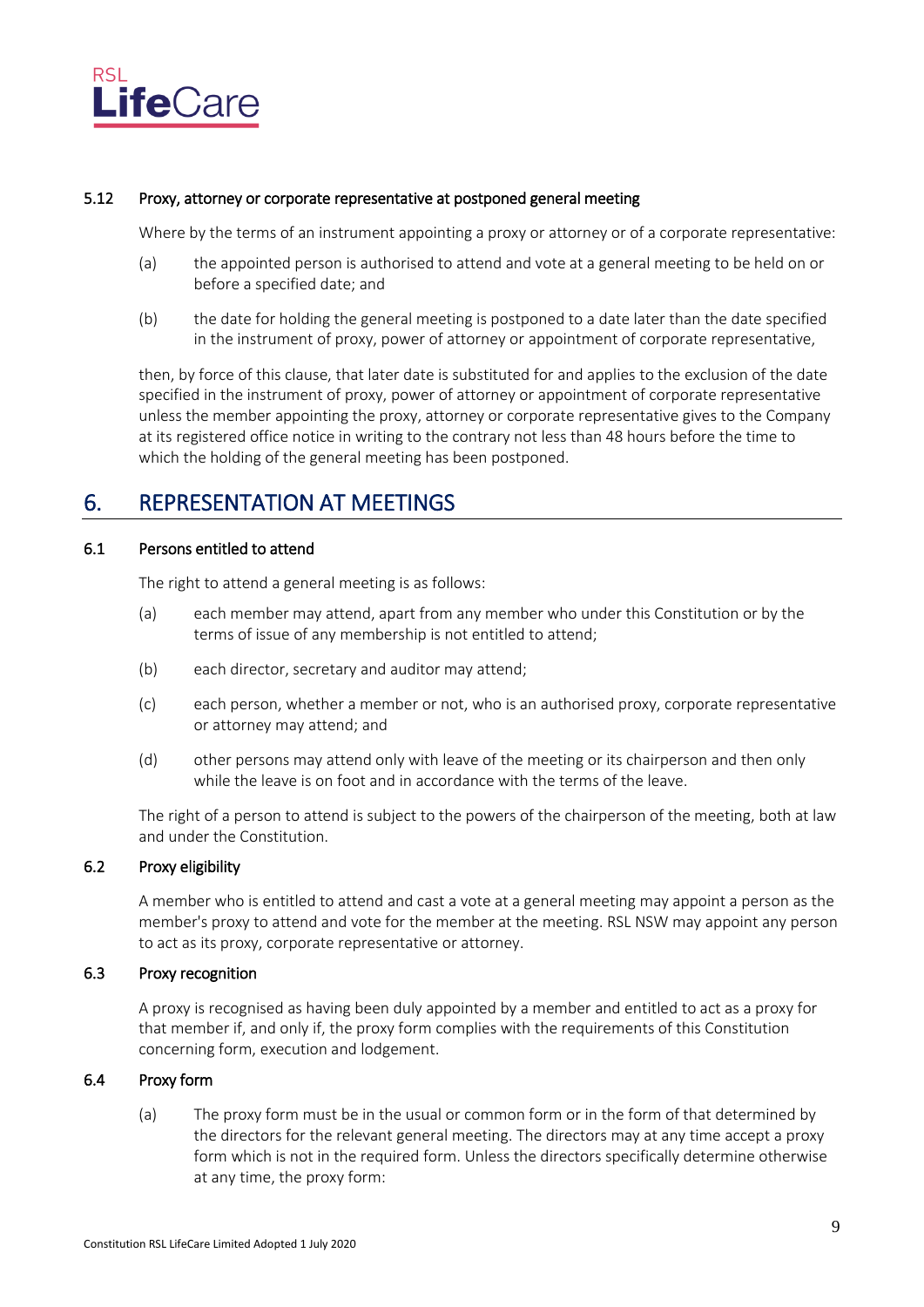### 5.12 Proxy, attorney or corporate representative at postponed general meeting

Where by the terms of an instrument appointing a proxy or attorney or of a corporate representative:

(a) the appointed person is authorised to attend and vote at a general meeting to be held on or before a specified date; and

(b) the date for holding the general meeting is postponed to a date later than the date specified in the instrument of proxy, power of attorney or appointment of corporate representative,

then, by force of this clause, that later date is substituted for and applies to the exclusion of the date specified in the instrument of proxy, power of attorney or appointment of corporate representative unless the member appointing the proxy, attorney or corporate representative gives to the Company at its registered office notice in writing to the contrary not less than 48 hours before the time to which the holding of the general meeting has been postponed.

## 6. REPRESENTATION AT MEETINGS

### 6.1 Persons entitled to attend

The right to attend a general meeting is as follows:

(a) each member may attend, apart from any member who under this Constitution or by the terms of issue of any membership is not entitled to attend;

(b) each director, secretary and auditor may attend;

(c) each person, whether a member or not, who is an authorised proxy, corporate representative or attorney may attend; and

(d) other persons may attend only with leave of the meeting or its chairperson and then only while the leave is on foot and in accordance with the terms of the leave.

The right of a person to attend is subject to the powers of the chairperson of the meeting, both at law and under the Constitution.

### 6.2 Proxy eligibility

A member who is entitled to attend and cast a vote at a general meeting may appoint a person as the member's proxy to attend and vote for the member at the meeting. RSL NSW may appoint any person to act as its proxy, corporate representative or attorney.

### 6.3 Proxy recognition

A proxy is recognised as having been duly appointed by a member and entitled to act as a proxy for that member if, and only if, the proxy form complies with the requirements of this Constitution concerning form, execution and lodgement.

### 6.4 Proxy form

(a) The proxy form must be in the usual or common form or in the form of that determined by the directors for the relevant general meeting. The directors may at any time accept a proxy form which is not in the required form. Unless the directors specifically determine otherwise at any time, the proxy form: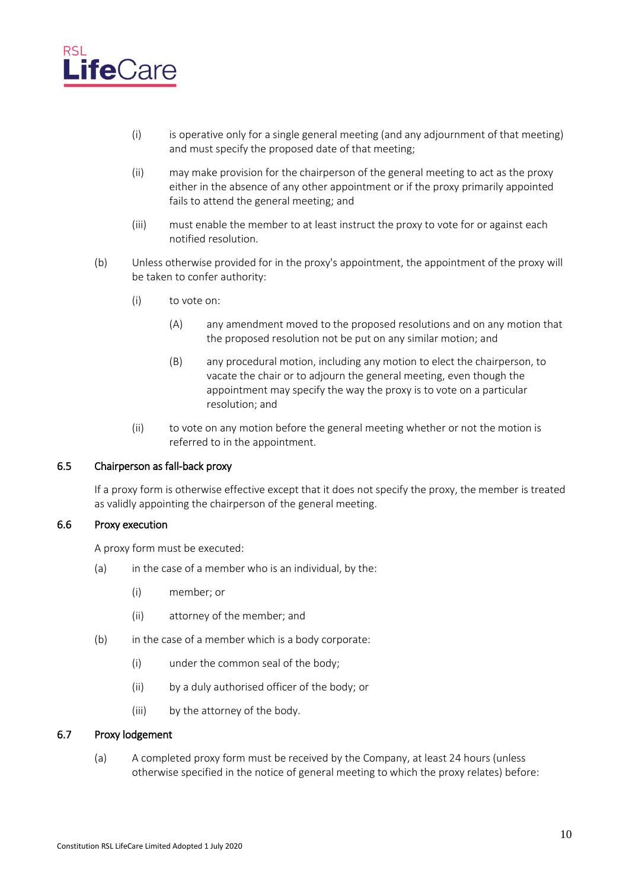(i) is operative only for a single general meeting (and any adjournment of that meeting) and must specify the proposed date of that meeting;

(ii) may make provision for the chairperson of the general meeting to act as the proxy either in the absence of any other appointment or if the proxy primarily appointed fails to attend the general meeting; and

(iii) must enable the member to at least instruct the proxy to vote for or against each notified resolution.

(b) Unless otherwise provided for in the proxy's appointment, the appointment of the proxy will be taken to confer authority:

(i) to vote on:

(A) any amendment moved to the proposed resolutions and on any motion that the proposed resolution not be put on any similar motion; and

(B) any procedural motion, including any motion to elect the chairperson, to vacate the chair or to adjourn the general meeting, even though the appointment may specify the way the proxy is to vote on a particular resolution; and

(ii) to vote on any motion before the general meeting whether or not the motion is referred to in the appointment.

### 6.5 Chairperson as fall-back proxy

If a proxy form is otherwise effective except that it does not specify the proxy, the member is treated as validly appointing the chairperson of the general meeting.

### 6.6 Proxy execution

A proxy form must be executed:

(a) in the case of a member who is an individual, by the:

(i) member; or

(ii) attorney of the member; and

(b) in the case of a member which is a body corporate:

(i) under the common seal of the body;

(ii) by a duly authorised officer of the body; or

(iii) by the attorney of the body.

### 6.7 Proxy lodgement

(a) A completed proxy form must be received by the Company, at least 24 hours (unless otherwise specified in the notice of general meeting to which the proxy relates) before: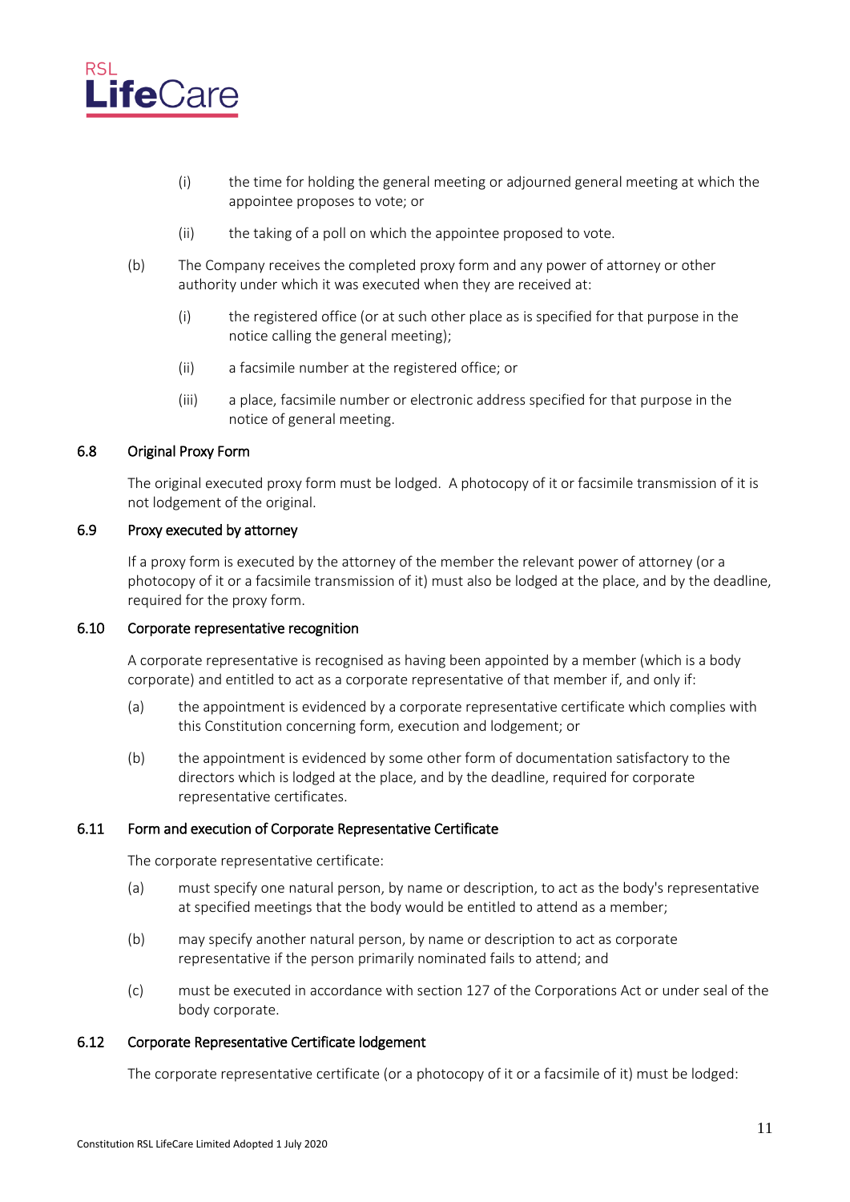(i) the time for holding the general meeting or adjourned general meeting at which the appointee proposes to vote; or

   (ii) the taking of a poll on which the appointee proposed to vote.

(b) The Company receives the completed proxy form and any power of attorney or other authority under which it was executed when they are received at:

   (i) the registered office (or at such other place as is specified for that purpose in the notice calling the general meeting);

   (ii) a facsimile number at the registered office; or

   (iii) a place, facsimile number or electronic address specified for that purpose in the notice of general meeting.

### 6.8 Original Proxy Form

The original executed proxy form must be lodged. A photocopy of it or facsimile transmission of it is not lodgement of the original.

### 6.9 Proxy executed by attorney

If a proxy form is executed by the attorney of the member the relevant power of attorney (or a photocopy of it or a facsimile transmission of it) must also be lodged at the place, and by the deadline, required for the proxy form.

### 6.10 Corporate representative recognition

A corporate representative is recognised as having been appointed by a member (which is a body corporate) and entitled to act as a corporate representative of that member if, and only if:

(a) the appointment is evidenced by a corporate representative certificate which complies with this Constitution concerning form, execution and lodgement; or

(b) the appointment is evidenced by some other form of documentation satisfactory to the directors which is lodged at the place, and by the deadline, required for corporate representative certificates.

### 6.11 Form and execution of Corporate Representative Certificate

The corporate representative certificate:

(a) must specify one natural person, by name or description, to act as the body's representative at specified meetings that the body would be entitled to attend as a member;

(b) may specify another natural person, by name or description to act as corporate representative if the person primarily nominated fails to attend; and

(c) must be executed in accordance with section 127 of the Corporations Act or under seal of the body corporate.

### 6.12 Corporate Representative Certificate lodgement

The corporate representative certificate (or a photocopy of it or a facsimile of it) must be lodged: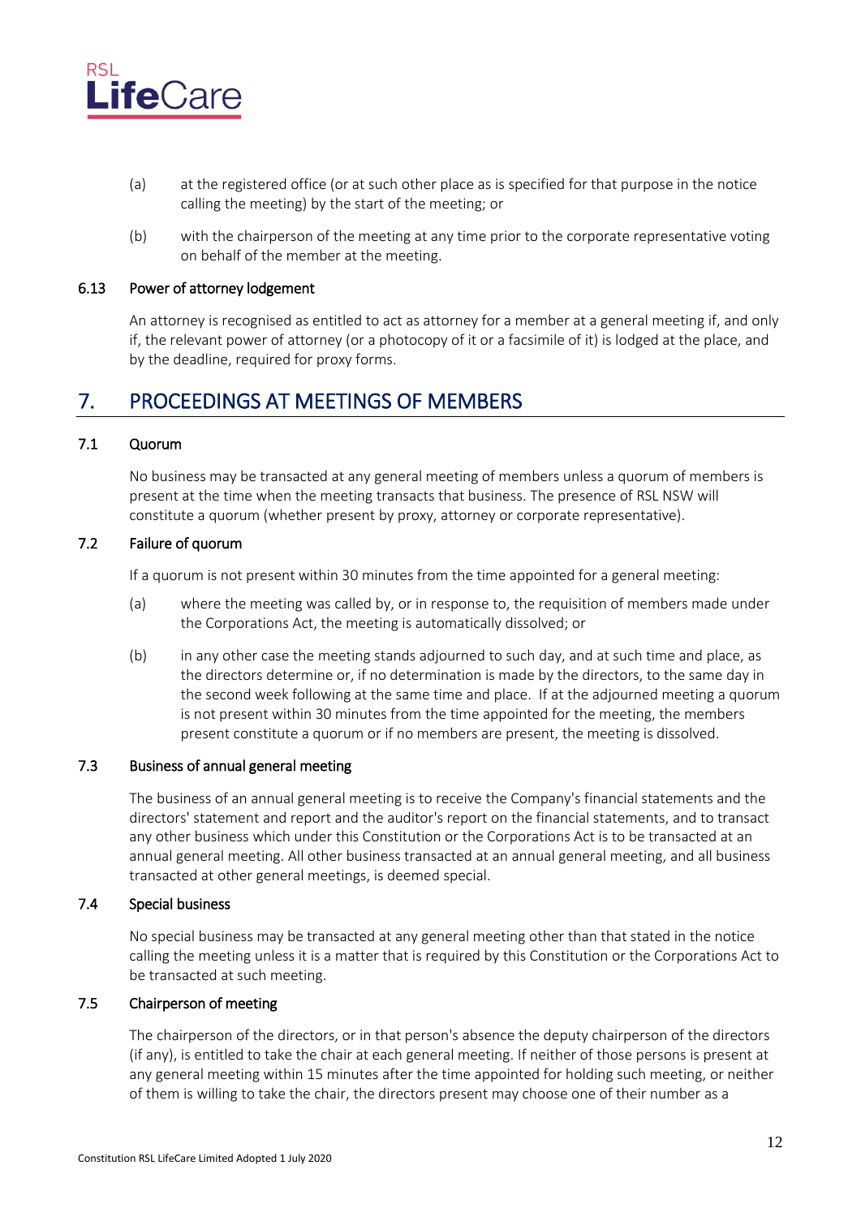(a) at the registered office (or at such other place as is specified for that purpose in the notice calling the meeting) by the start of the meeting; or

(b) with the chairperson of the meeting at any time prior to the corporate representative voting on behalf of the member at the meeting.

### 6.13 Power of attorney lodgement

An attorney is recognised as entitled to act as attorney for a member at a general meeting if, and only if, the relevant power of attorney (or a photocopy of it or a facsimile of it) is lodged at the place, and by the deadline, required for proxy forms.

## 7. PROCEEDINGS AT MEETINGS OF MEMBERS

### 7.1 Quorum

No business may be transacted at any general meeting of members unless a quorum of members is present at the time when the meeting transacts that business. The presence of RSL NSW will constitute a quorum (whether present by proxy, attorney or corporate representative).

### 7.2 Failure of quorum

If a quorum is not present within 30 minutes from the time appointed for a general meeting:

(a) where the meeting was called by, or in response to, the requisition of members made under the Corporations Act, the meeting is automatically dissolved; or

(b) in any other case the meeting stands adjourned to such day, and at such time and place, as the directors determine or, if no determination is made by the directors, to the same day in the second week following at the same time and place. If at the adjourned meeting a quorum is not present within 30 minutes from the time appointed for the meeting, the members present constitute a quorum or if no members are present, the meeting is dissolved.

### 7.3 Business of annual general meeting

The business of an annual general meeting is to receive the Company's financial statements and the directors' statement and report and the auditor's report on the financial statements, and to transact any other business which under this Constitution or the Corporations Act is to be transacted at an annual general meeting. All other business transacted at an annual general meeting, and all business transacted at other general meetings, is deemed special.

### 7.4 Special business

No special business may be transacted at any general meeting other than that stated in the notice calling the meeting unless it is a matter that is required by this Constitution or the Corporations Act to be transacted at such meeting.

### 7.5 Chairperson of meeting

The chairperson of the directors, or in that person's absence the deputy chairperson of the directors (if any), is entitled to take the chair at each general meeting. If neither of those persons is present at any general meeting within 15 minutes after the time appointed for holding such meeting, or neither of them is willing to take the chair, the directors present may choose one of their number as a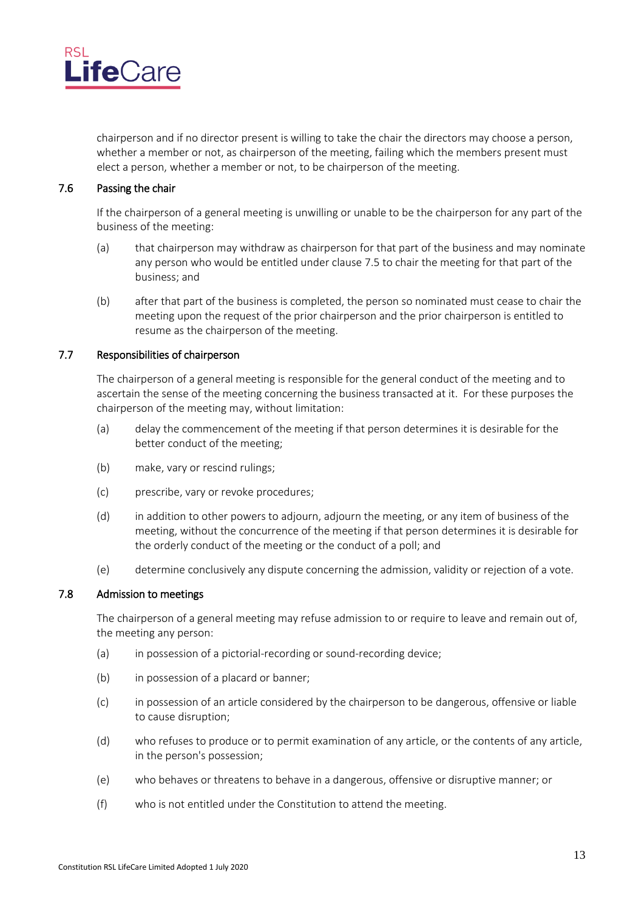chairperson and if no director present is willing to take the chair the directors may choose a person, whether a member or not, as chairperson of the meeting, failing which the members present must elect a person, whether a member or not, to be chairperson of the meeting.

### 7.6 Passing the chair

If the chairperson of a general meeting is unwilling or unable to be the chairperson for any part of the business of the meeting:

(a) that chairperson may withdraw as chairperson for that part of the business and may nominate any person who would be entitled under clause 7.5 to chair the meeting for that part of the business; and

(b) after that part of the business is completed, the person so nominated must cease to chair the meeting upon the request of the prior chairperson and the prior chairperson is entitled to resume as the chairperson of the meeting.

### 7.7 Responsibilities of chairperson

The chairperson of a general meeting is responsible for the general conduct of the meeting and to ascertain the sense of the meeting concerning the business transacted at it. For these purposes the chairperson of the meeting may, without limitation:

(a) delay the commencement of the meeting if that person determines it is desirable for the better conduct of the meeting;

(b) make, vary or rescind rulings;

(c) prescribe, vary or revoke procedures;

(d) in addition to other powers to adjourn, adjourn the meeting, or any item of business of the meeting, without the concurrence of the meeting if that person determines it is desirable for the orderly conduct of the meeting or the conduct of a poll; and

(e) determine conclusively any dispute concerning the admission, validity or rejection of a vote.

### 7.8 Admission to meetings

The chairperson of a general meeting may refuse admission to or require to leave and remain out of, the meeting any person:

(a) in possession of a pictorial-recording or sound-recording device;

(b) in possession of a placard or banner;

(c) in possession of an article considered by the chairperson to be dangerous, offensive or liable to cause disruption;

(d) who refuses to produce or to permit examination of any article, or the contents of any article, in the person's possession;

(e) who behaves or threatens to behave in a dangerous, offensive or disruptive manner; or

(f) who is not entitled under the Constitution to attend the meeting.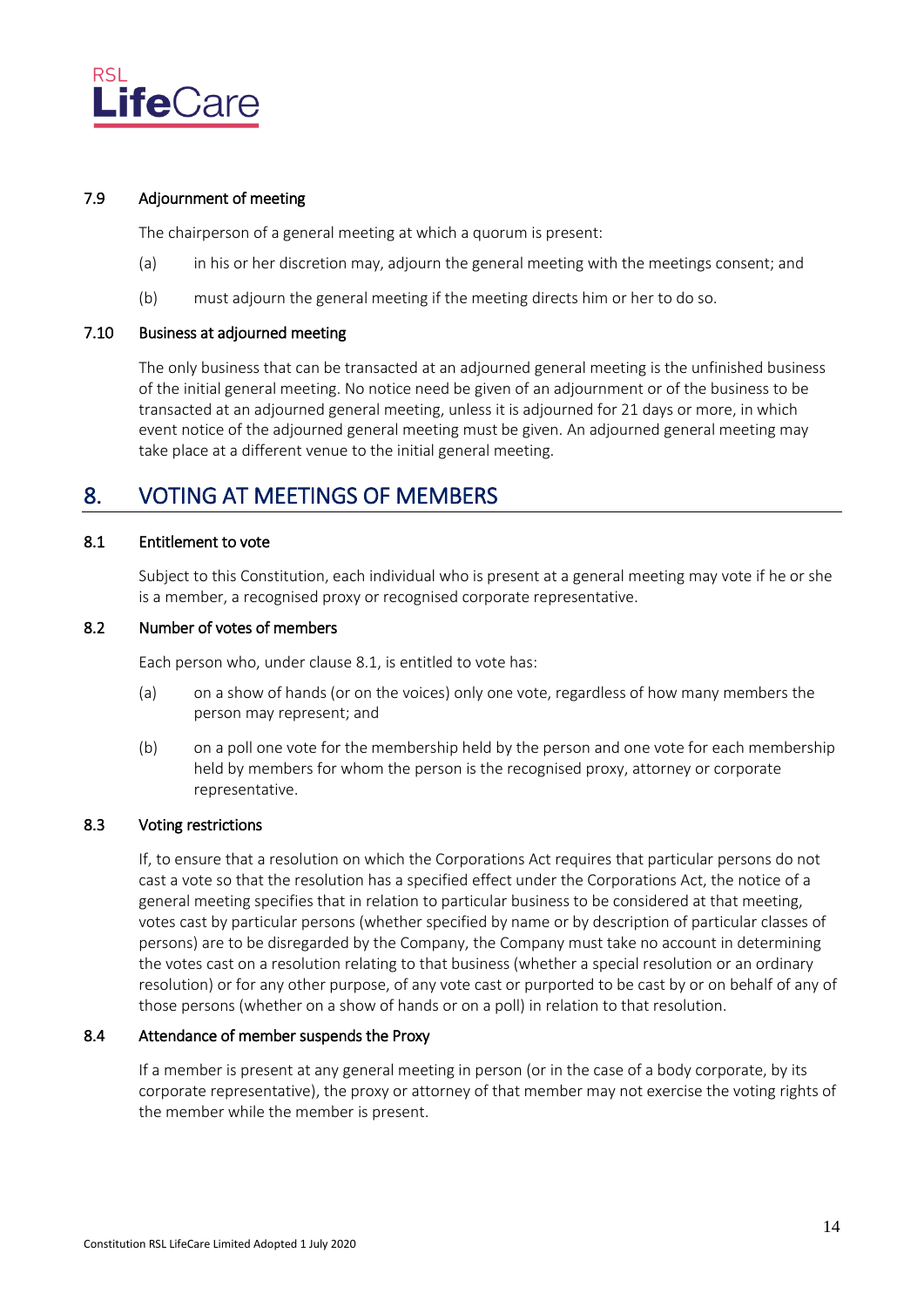### 7.9 Adjournment of meeting

The chairperson of a general meeting at which a quorum is present:

(a) in his or her discretion may, adjourn the general meeting with the meetings consent; and

(b) must adjourn the general meeting if the meeting directs him or her to do so.

### 7.10 Business at adjourned meeting

The only business that can be transacted at an adjourned general meeting is the unfinished business of the initial general meeting. No notice need be given of an adjournment or of the business to be transacted at an adjourned general meeting, unless it is adjourned for 21 days or more, in which event notice of the adjourned general meeting must be given. An adjourned general meeting may take place at a different venue to the initial general meeting.

## 8. VOTING AT MEETINGS OF MEMBERS

### 8.1 Entitlement to vote

Subject to this Constitution, each individual who is present at a general meeting may vote if he or she is a member, a recognised proxy or recognised corporate representative.

### 8.2 Number of votes of members

Each person who, under clause 8.1, is entitled to vote has:

(a) on a show of hands (or on the voices) only one vote, regardless of how many members the person may represent; and

(b) on a poll one vote for the membership held by the person and one vote for each membership held by members for whom the person is the recognised proxy, attorney or corporate representative.

### 8.3 Voting restrictions

If, to ensure that a resolution on which the Corporations Act requires that particular persons do not cast a vote so that the resolution has a specified effect under the Corporations Act, the notice of a general meeting specifies that in relation to particular business to be considered at that meeting, votes cast by particular persons (whether specified by name or by description of particular classes of persons) are to be disregarded by the Company, the Company must take no account in determining the votes cast on a resolution relating to that business (whether a special resolution or an ordinary resolution) or for any other purpose, of any vote cast or purported to be cast by or on behalf of any of those persons (whether on a show of hands or on a poll) in relation to that resolution.

### 8.4 Attendance of member suspends the Proxy

If a member is present at any general meeting in person (or in the case of a body corporate, by its corporate representative), the proxy or attorney of that member may not exercise the voting rights of the member while the member is present.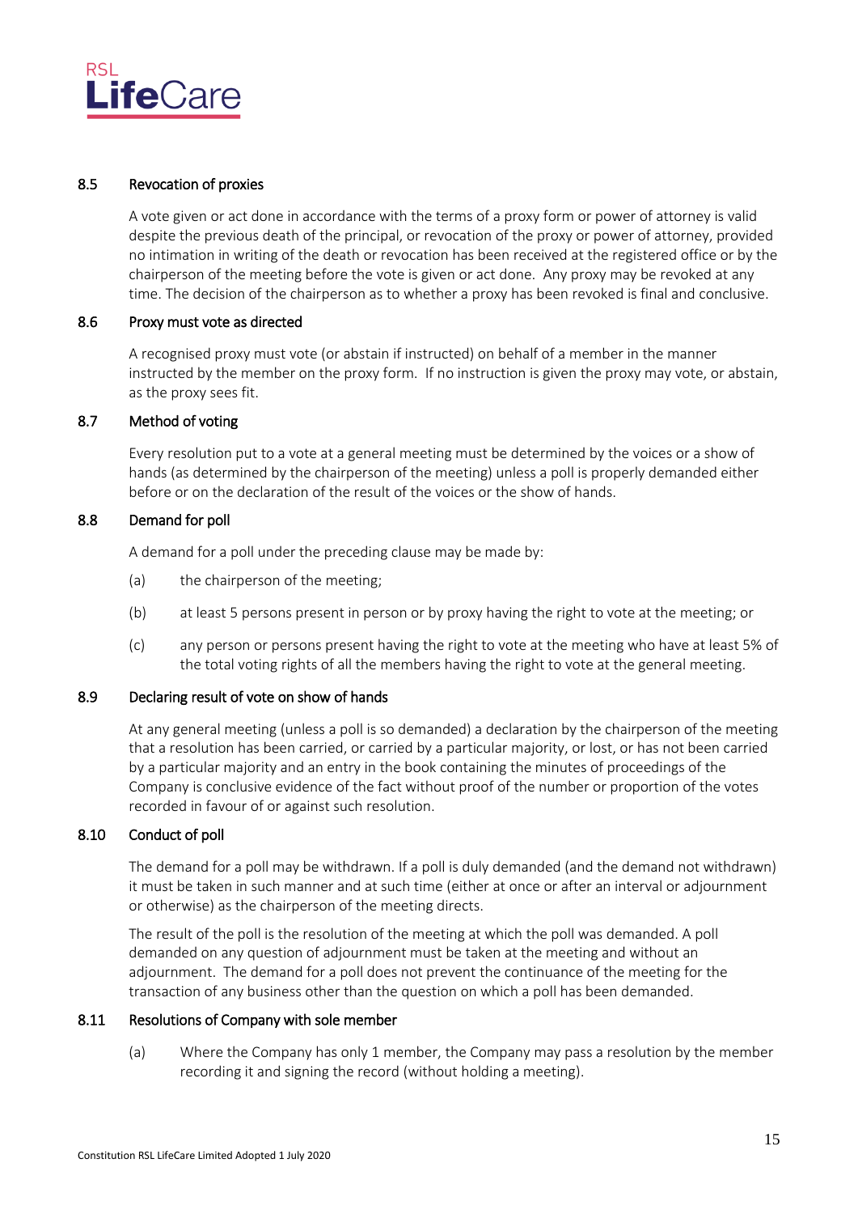### 8.5 Revocation of proxies

A vote given or act done in accordance with the terms of a proxy form or power of attorney is valid despite the previous death of the principal, or revocation of the proxy or power of attorney, provided no intimation in writing of the death or revocation has been received at the registered office or by the chairperson of the meeting before the vote is given or act done. Any proxy may be revoked at any time. The decision of the chairperson as to whether a proxy has been revoked is final and conclusive.

### 8.6 Proxy must vote as directed

A recognised proxy must vote (or abstain if instructed) on behalf of a member in the manner instructed by the member on the proxy form. If no instruction is given the proxy may vote, or abstain, as the proxy sees fit.

### 8.7 Method of voting

Every resolution put to a vote at a general meeting must be determined by the voices or a show of hands (as determined by the chairperson of the meeting) unless a poll is properly demanded either before or on the declaration of the result of the voices or the show of hands.

### 8.8 Demand for poll

A demand for a poll under the preceding clause may be made by:

(a) the chairperson of the meeting;

(b) at least 5 persons present in person or by proxy having the right to vote at the meeting; or

(c) any person or persons present having the right to vote at the meeting who have at least 5% of the total voting rights of all the members having the right to vote at the general meeting.

### 8.9 Declaring result of vote on show of hands

At any general meeting (unless a poll is so demanded) a declaration by the chairperson of the meeting that a resolution has been carried, or carried by a particular majority, or lost, or has not been carried by a particular majority and an entry in the book containing the minutes of proceedings of the Company is conclusive evidence of the fact without proof of the number or proportion of the votes recorded in favour of or against such resolution.

### 8.10 Conduct of poll

The demand for a poll may be withdrawn. If a poll is duly demanded (and the demand not withdrawn) it must be taken in such manner and at such time (either at once or after an interval or adjournment or otherwise) as the chairperson of the meeting directs.

The result of the poll is the resolution of the meeting at which the poll was demanded. A poll demanded on any question of adjournment must be taken at the meeting and without an adjournment. The demand for a poll does not prevent the continuance of the meeting for the transaction of any business other than the question on which a poll has been demanded.

### 8.11 Resolutions of Company with sole member

(a) Where the Company has only 1 member, the Company may pass a resolution by the member recording it and signing the record (without holding a meeting).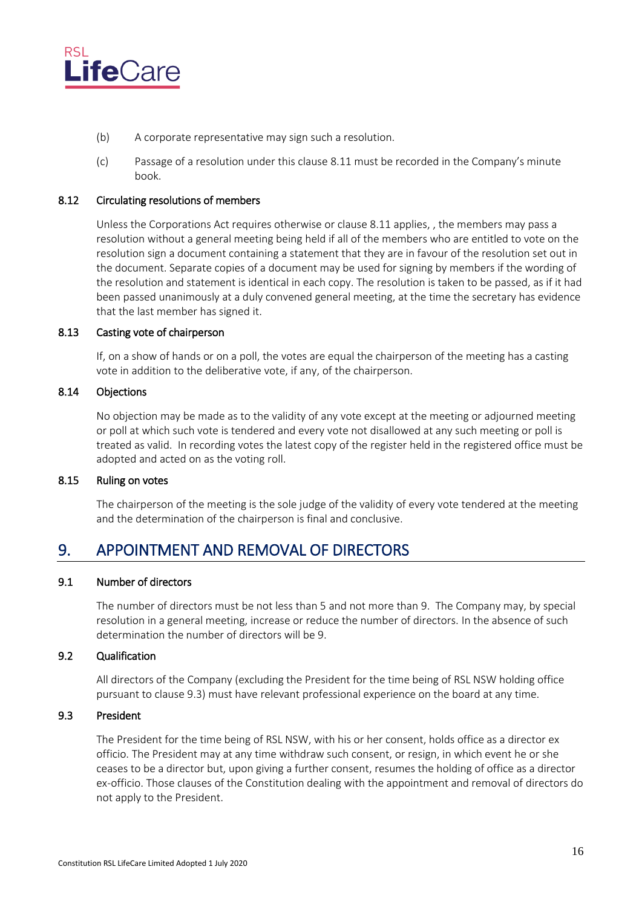(b) A corporate representative may sign such a resolution.

(c) Passage of a resolution under this clause 8.11 must be recorded in the Company's minute book.

### 8.12 Circulating resolutions of members

Unless the Corporations Act requires otherwise or clause 8.11 applies, , the members may pass a resolution without a general meeting being held if all of the members who are entitled to vote on the resolution sign a document containing a statement that they are in favour of the resolution set out in the document. Separate copies of a document may be used for signing by members if the wording of the resolution and statement is identical in each copy. The resolution is taken to be passed, as if it had been passed unanimously at a duly convened general meeting, at the time the secretary has evidence that the last member has signed it.

### 8.13 Casting vote of chairperson

If, on a show of hands or on a poll, the votes are equal the chairperson of the meeting has a casting vote in addition to the deliberative vote, if any, of the chairperson.

### 8.14 Objections

No objection may be made as to the validity of any vote except at the meeting or adjourned meeting or poll at which such vote is tendered and every vote not disallowed at any such meeting or poll is treated as valid. In recording votes the latest copy of the register held in the registered office must be adopted and acted on as the voting roll.

### 8.15 Ruling on votes

The chairperson of the meeting is the sole judge of the validity of every vote tendered at the meeting and the determination of the chairperson is final and conclusive.

## 9. APPOINTMENT AND REMOVAL OF DIRECTORS

### 9.1 Number of directors

The number of directors must be not less than 5 and not more than 9. The Company may, by special resolution in a general meeting, increase or reduce the number of directors. In the absence of such determination the number of directors will be 9.

### 9.2 Qualification

All directors of the Company (excluding the President for the time being of RSL NSW holding office pursuant to clause 9.3) must have relevant professional experience on the board at any time.

### 9.3 President

The President for the time being of RSL NSW, with his or her consent, holds office as a director ex officio. The President may at any time withdraw such consent, or resign, in which event he or she ceases to be a director but, upon giving a further consent, resumes the holding of office as a director ex-officio. Those clauses of the Constitution dealing with the appointment and removal of directors do not apply to the President.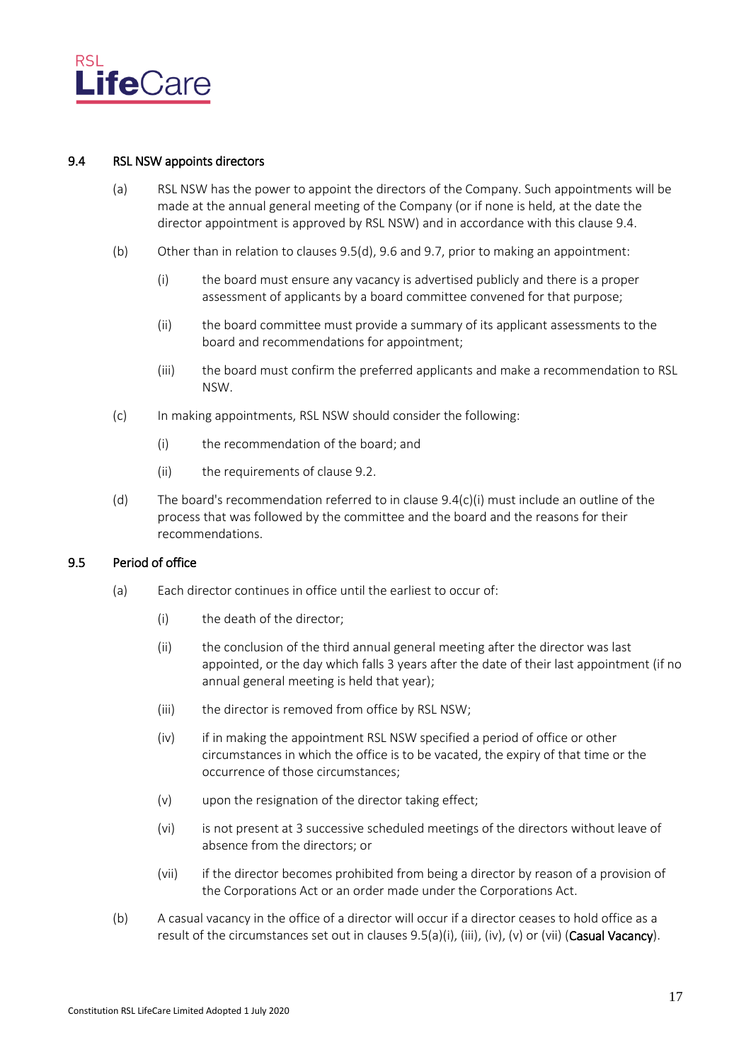### 9.4 RSL NSW appoints directors

(a) RSL NSW has the power to appoint the directors of the Company. Such appointments will be made at the annual general meeting of the Company (or if none is held, at the date the director appointment is approved by RSL NSW) and in accordance with this clause 9.4.

(b) Other than in relation to clauses 9.5(d), 9.6 and 9.7, prior to making an appointment:

(i) the board must ensure any vacancy is advertised publicly and there is a proper assessment of applicants by a board committee convened for that purpose;

(ii) the board committee must provide a summary of its applicant assessments to the board and recommendations for appointment;

(iii) the board must confirm the preferred applicants and make a recommendation to RSL NSW.

(c) In making appointments, RSL NSW should consider the following:

(i) the recommendation of the board; and

(ii) the requirements of clause 9.2.

(d) The board's recommendation referred to in clause 9.4(c)(i) must include an outline of the process that was followed by the committee and the board and the reasons for their recommendations.

### 9.5 Period of office

(a) Each director continues in office until the earliest to occur of:

(i) the death of the director;

(ii) the conclusion of the third annual general meeting after the director was last appointed, or the day which falls 3 years after the date of their last appointment (if no annual general meeting is held that year);

(iii) the director is removed from office by RSL NSW;

(iv) if in making the appointment RSL NSW specified a period of office or other circumstances in which the office is to be vacated, the expiry of that time or the occurrence of those circumstances;

(v) upon the resignation of the director taking effect;

(vi) is not present at 3 successive scheduled meetings of the directors without leave of absence from the directors; or

(vii) if the director becomes prohibited from being a director by reason of a provision of the Corporations Act or an order made under the Corporations Act.

(b) A casual vacancy in the office of a director will occur if a director ceases to hold office as a result of the circumstances set out in clauses 9.5(a)(i), (iii), (iv), (v) or (vii) (**Casual Vacancy**).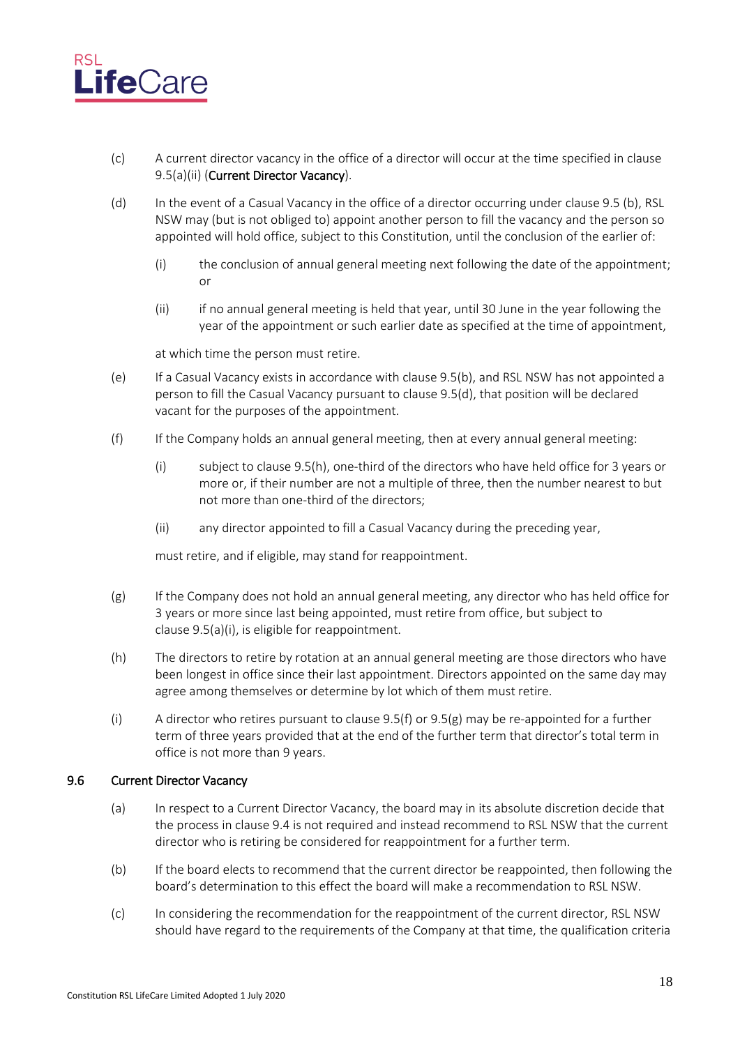(c) A current director vacancy in the office of a director will occur at the time specified in clause 9.5(a)(ii) (**Current Director Vacancy**).

(d) In the event of a Casual Vacancy in the office of a director occurring under clause 9.5 (b), RSL NSW may (but is not obliged to) appoint another person to fill the vacancy and the person so appointed will hold office, subject to this Constitution, until the conclusion of the earlier of:

  (i) the conclusion of annual general meeting next following the date of the appointment; or

  (ii) if no annual general meeting is held that year, until 30 June in the year following the year of the appointment or such earlier date as specified at the time of appointment,

  at which time the person must retire.

(e) If a Casual Vacancy exists in accordance with clause 9.5(b), and RSL NSW has not appointed a person to fill the Casual Vacancy pursuant to clause 9.5(d), that position will be declared vacant for the purposes of the appointment.

(f) If the Company holds an annual general meeting, then at every annual general meeting:

  (i) subject to clause 9.5(h), one-third of the directors who have held office for 3 years or more or, if their number are not a multiple of three, then the number nearest to but not more than one-third of the directors;

  (ii) any director appointed to fill a Casual Vacancy during the preceding year,

  must retire, and if eligible, may stand for reappointment.

(g) If the Company does not hold an annual general meeting, any director who has held office for 3 years or more since last being appointed, must retire from office, but subject to clause 9.5(a)(i), is eligible for reappointment.

(h) The directors to retire by rotation at an annual general meeting are those directors who have been longest in office since their last appointment. Directors appointed on the same day may agree among themselves or determine by lot which of them must retire.

(i) A director who retires pursuant to clause 9.5(f) or 9.5(g) may be re-appointed for a further term of three years provided that at the end of the further term that director's total term in office is not more than 9 years.

### 9.6 Current Director Vacancy

(a) In respect to a Current Director Vacancy, the board may in its absolute discretion decide that the process in clause 9.4 is not required and instead recommend to RSL NSW that the current director who is retiring be considered for reappointment for a further term.

(b) If the board elects to recommend that the current director be reappointed, then following the board's determination to this effect the board will make a recommendation to RSL NSW.

(c) In considering the recommendation for the reappointment of the current director, RSL NSW should have regard to the requirements of the Company at that time, the qualification criteria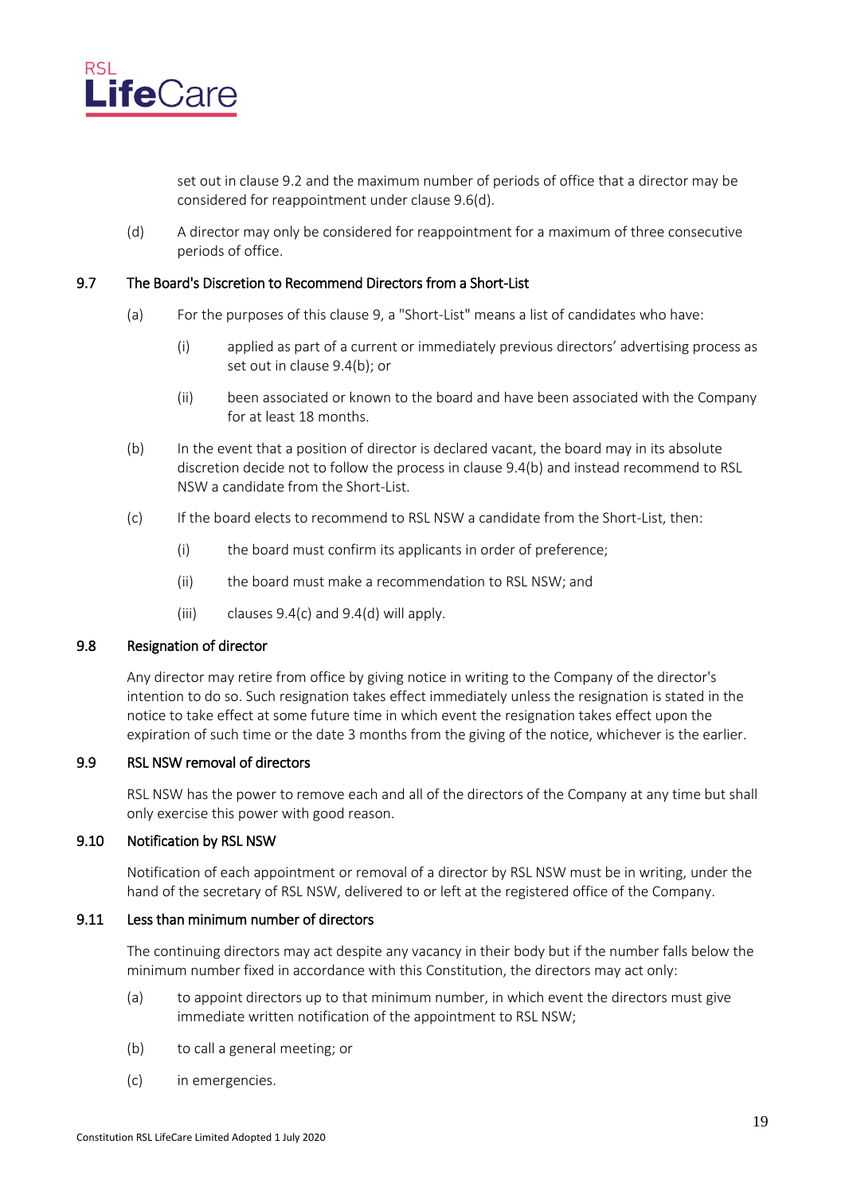set out in clause 9.2 and the maximum number of periods of office that a director may be considered for reappointment under clause 9.6(d).

(d) A director may only be considered for reappointment for a maximum of three consecutive periods of office.

### 9.7 The Board's Discretion to Recommend Directors from a Short-List

(a) For the purposes of this clause 9, a "Short-List" means a list of candidates who have:

(i) applied as part of a current or immediately previous directors' advertising process as set out in clause 9.4(b); or

(ii) been associated or known to the board and have been associated with the Company for at least 18 months.

(b) In the event that a position of director is declared vacant, the board may in its absolute discretion decide not to follow the process in clause 9.4(b) and instead recommend to RSL NSW a candidate from the Short-List.

(c) If the board elects to recommend to RSL NSW a candidate from the Short-List, then:

(i) the board must confirm its applicants in order of preference;

(ii) the board must make a recommendation to RSL NSW; and

(iii) clauses 9.4(c) and 9.4(d) will apply.

### 9.8 Resignation of director

Any director may retire from office by giving notice in writing to the Company of the director's intention to do so. Such resignation takes effect immediately unless the resignation is stated in the notice to take effect at some future time in which event the resignation takes effect upon the expiration of such time or the date 3 months from the giving of the notice, whichever is the earlier.

### 9.9 RSL NSW removal of directors

RSL NSW has the power to remove each and all of the directors of the Company at any time but shall only exercise this power with good reason.

### 9.10 Notification by RSL NSW

Notification of each appointment or removal of a director by RSL NSW must be in writing, under the hand of the secretary of RSL NSW, delivered to or left at the registered office of the Company.

### 9.11 Less than minimum number of directors

The continuing directors may act despite any vacancy in their body but if the number falls below the minimum number fixed in accordance with this Constitution, the directors may act only:

(a) to appoint directors up to that minimum number, in which event the directors must give immediate written notification of the appointment to RSL NSW;

(b) to call a general meeting; or

(c) in emergencies.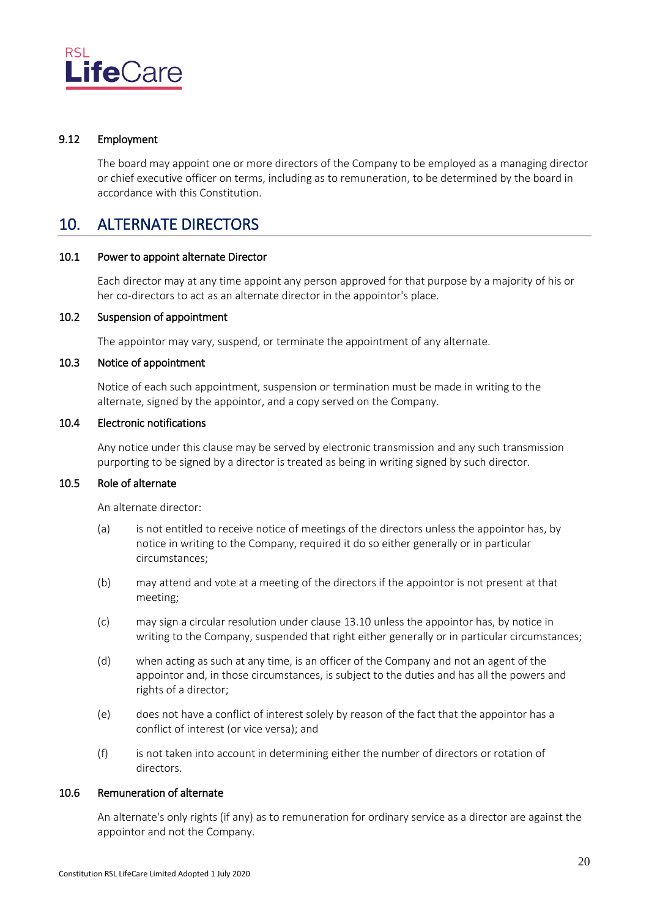### 9.12 Employment

The board may appoint one or more directors of the Company to be employed as a managing director or chief executive officer on terms, including as to remuneration, to be determined by the board in accordance with this Constitution.

## 10. ALTERNATE DIRECTORS

### 10.1 Power to appoint alternate Director

Each director may at any time appoint any person approved for that purpose by a majority of his or her co-directors to act as an alternate director in the appointor's place.

### 10.2 Suspension of appointment

The appointor may vary, suspend, or terminate the appointment of any alternate.

### 10.3 Notice of appointment

Notice of each such appointment, suspension or termination must be made in writing to the alternate, signed by the appointor, and a copy served on the Company.

### 10.4 Electronic notifications

Any notice under this clause may be served by electronic transmission and any such transmission purporting to be signed by a director is treated as being in writing signed by such director.

### 10.5 Role of alternate

An alternate director:

(a) is not entitled to receive notice of meetings of the directors unless the appointor has, by notice in writing to the Company, required it do so either generally or in particular circumstances;

(b) may attend and vote at a meeting of the directors if the appointor is not present at that meeting;

(c) may sign a circular resolution under clause 13.10 unless the appointor has, by notice in writing to the Company, suspended that right either generally or in particular circumstances;

(d) when acting as such at any time, is an officer of the Company and not an agent of the appointor and, in those circumstances, is subject to the duties and has all the powers and rights of a director;

(e) does not have a conflict of interest solely by reason of the fact that the appointor has a conflict of interest (or vice versa); and

(f) is not taken into account in determining either the number of directors or rotation of directors.

### 10.6 Remuneration of alternate

An alternate's only rights (if any) as to remuneration for ordinary service as a director are against the appointor and not the Company.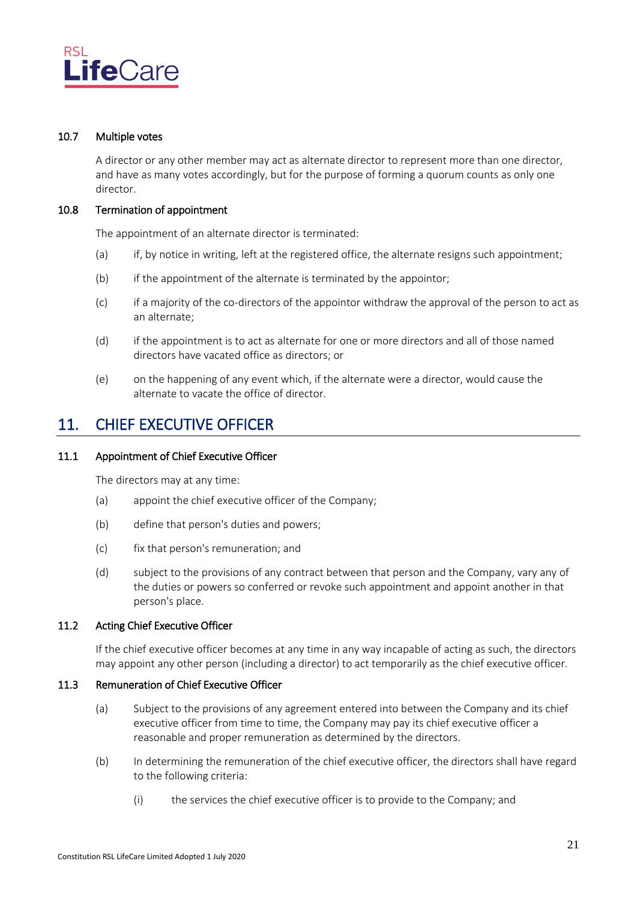### 10.7 Multiple votes

A director or any other member may act as alternate director to represent more than one director, and have as many votes accordingly, but for the purpose of forming a quorum counts as only one director.

### 10.8 Termination of appointment

The appointment of an alternate director is terminated:

(a) if, by notice in writing, left at the registered office, the alternate resigns such appointment;

(b) if the appointment of the alternate is terminated by the appointor;

(c) if a majority of the co-directors of the appointor withdraw the approval of the person to act as an alternate;

(d) if the appointment is to act as alternate for one or more directors and all of those named directors have vacated office as directors; or

(e) on the happening of any event which, if the alternate were a director, would cause the alternate to vacate the office of director.

## 11. CHIEF EXECUTIVE OFFICER

### 11.1 Appointment of Chief Executive Officer

The directors may at any time:

(a) appoint the chief executive officer of the Company;

(b) define that person's duties and powers;

(c) fix that person's remuneration; and

(d) subject to the provisions of any contract between that person and the Company, vary any of the duties or powers so conferred or revoke such appointment and appoint another in that person's place.

### 11.2 Acting Chief Executive Officer

If the chief executive officer becomes at any time in any way incapable of acting as such, the directors may appoint any other person (including a director) to act temporarily as the chief executive officer.

### 11.3 Remuneration of Chief Executive Officer

(a) Subject to the provisions of any agreement entered into between the Company and its chief executive officer from time to time, the Company may pay its chief executive officer a reasonable and proper remuneration as determined by the directors.

(b) In determining the remuneration of the chief executive officer, the directors shall have regard to the following criteria:

(i) the services the chief executive officer is to provide to the Company; and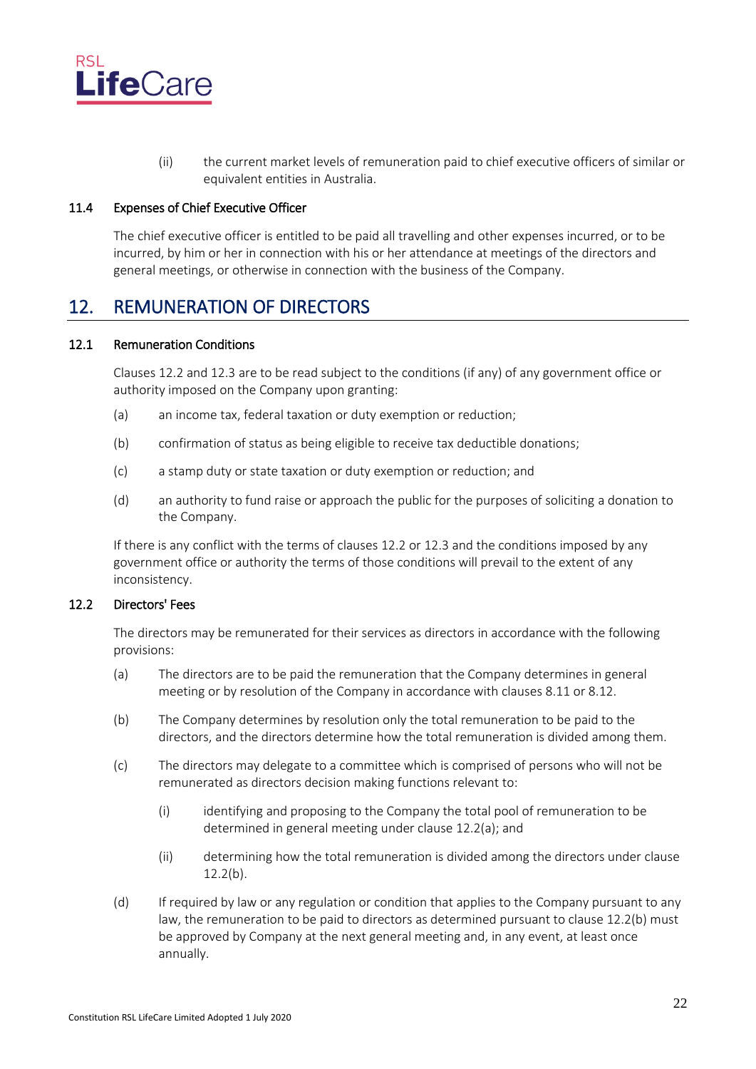(ii) the current market levels of remuneration paid to chief executive officers of similar or equivalent entities in Australia.

### 11.4 Expenses of Chief Executive Officer

The chief executive officer is entitled to be paid all travelling and other expenses incurred, or to be incurred, by him or her in connection with his or her attendance at meetings of the directors and general meetings, or otherwise in connection with the business of the Company.

## 12. REMUNERATION OF DIRECTORS

### 12.1 Remuneration Conditions

Clauses 12.2 and 12.3 are to be read subject to the conditions (if any) of any government office or authority imposed on the Company upon granting:

(a) an income tax, federal taxation or duty exemption or reduction;

(b) confirmation of status as being eligible to receive tax deductible donations;

(c) a stamp duty or state taxation or duty exemption or reduction; and

(d) an authority to fund raise or approach the public for the purposes of soliciting a donation to the Company.

If there is any conflict with the terms of clauses 12.2 or 12.3 and the conditions imposed by any government office or authority the terms of those conditions will prevail to the extent of any inconsistency.

### 12.2 Directors' Fees

The directors may be remunerated for their services as directors in accordance with the following provisions:

(a) The directors are to be paid the remuneration that the Company determines in general meeting or by resolution of the Company in accordance with clauses 8.11 or 8.12.

(b) The Company determines by resolution only the total remuneration to be paid to the directors, and the directors determine how the total remuneration is divided among them.

(c) The directors may delegate to a committee which is comprised of persons who will not be remunerated as directors decision making functions relevant to:

  (i) identifying and proposing to the Company the total pool of remuneration to be determined in general meeting under clause 12.2(a); and

  (ii) determining how the total remuneration is divided among the directors under clause 12.2(b).

(d) If required by law or any regulation or condition that applies to the Company pursuant to any law, the remuneration to be paid to directors as determined pursuant to clause 12.2(b) must be approved by Company at the next general meeting and, in any event, at least once annually.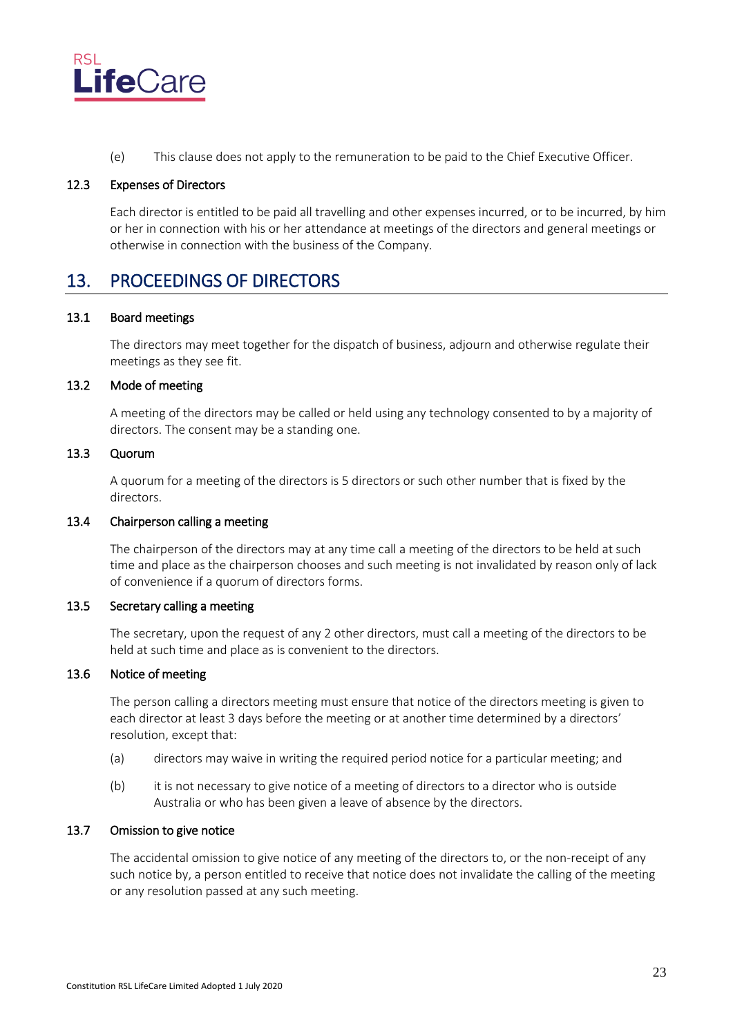(e) This clause does not apply to the remuneration to be paid to the Chief Executive Officer.

### 12.3 Expenses of Directors

Each director is entitled to be paid all travelling and other expenses incurred, or to be incurred, by him or her in connection with his or her attendance at meetings of the directors and general meetings or otherwise in connection with the business of the Company.

## 13. PROCEEDINGS OF DIRECTORS

### 13.1 Board meetings

The directors may meet together for the dispatch of business, adjourn and otherwise regulate their meetings as they see fit.

### 13.2 Mode of meeting

A meeting of the directors may be called or held using any technology consented to by a majority of directors. The consent may be a standing one.

### 13.3 Quorum

A quorum for a meeting of the directors is 5 directors or such other number that is fixed by the directors.

### 13.4 Chairperson calling a meeting

The chairperson of the directors may at any time call a meeting of the directors to be held at such time and place as the chairperson chooses and such meeting is not invalidated by reason only of lack of convenience if a quorum of directors forms.

### 13.5 Secretary calling a meeting

The secretary, upon the request of any 2 other directors, must call a meeting of the directors to be held at such time and place as is convenient to the directors.

### 13.6 Notice of meeting

The person calling a directors meeting must ensure that notice of the directors meeting is given to each director at least 3 days before the meeting or at another time determined by a directors' resolution, except that:

(a) directors may waive in writing the required period notice for a particular meeting; and

(b) it is not necessary to give notice of a meeting of directors to a director who is outside Australia or who has been given a leave of absence by the directors.

### 13.7 Omission to give notice

The accidental omission to give notice of any meeting of the directors to, or the non-receipt of any such notice by, a person entitled to receive that notice does not invalidate the calling of the meeting or any resolution passed at any such meeting.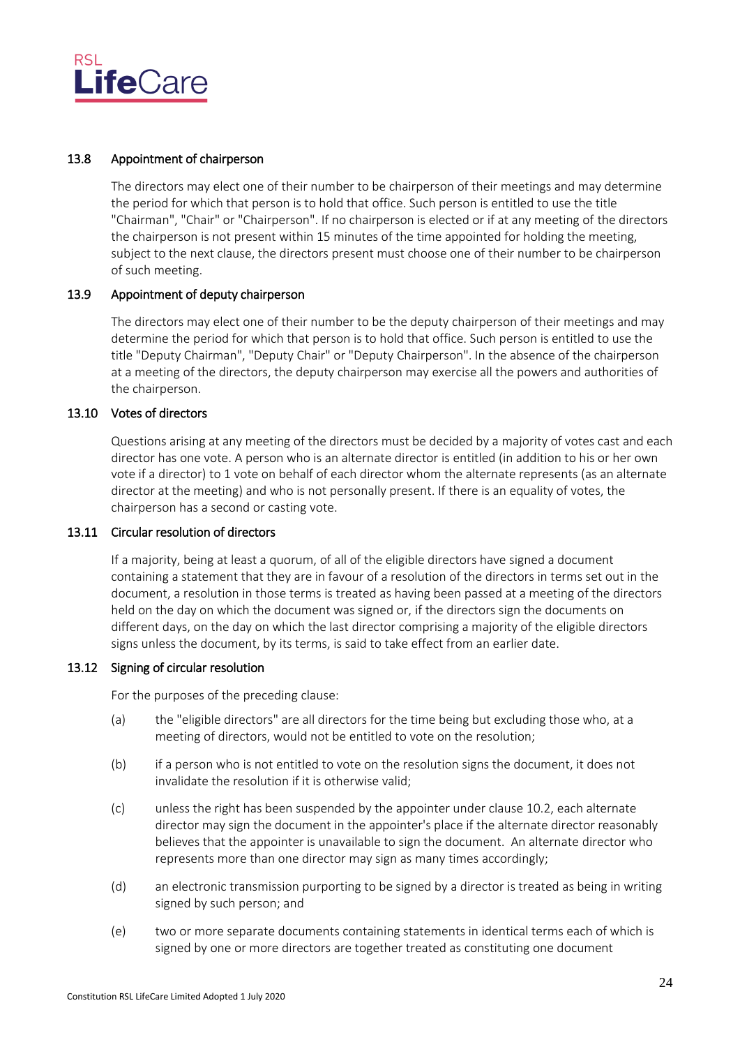### 13.8 Appointment of chairperson

The directors may elect one of their number to be chairperson of their meetings and may determine the period for which that person is to hold that office. Such person is entitled to use the title "Chairman", "Chair" or "Chairperson". If no chairperson is elected or if at any meeting of the directors the chairperson is not present within 15 minutes of the time appointed for holding the meeting, subject to the next clause, the directors present must choose one of their number to be chairperson of such meeting.

### 13.9 Appointment of deputy chairperson

The directors may elect one of their number to be the deputy chairperson of their meetings and may determine the period for which that person is to hold that office. Such person is entitled to use the title "Deputy Chairman", "Deputy Chair" or "Deputy Chairperson". In the absence of the chairperson at a meeting of the directors, the deputy chairperson may exercise all the powers and authorities of the chairperson.

### 13.10 Votes of directors

Questions arising at any meeting of the directors must be decided by a majority of votes cast and each director has one vote. A person who is an alternate director is entitled (in addition to his or her own vote if a director) to 1 vote on behalf of each director whom the alternate represents (as an alternate director at the meeting) and who is not personally present. If there is an equality of votes, the chairperson has a second or casting vote.

### 13.11 Circular resolution of directors

If a majority, being at least a quorum, of all of the eligible directors have signed a document containing a statement that they are in favour of a resolution of the directors in terms set out in the document, a resolution in those terms is treated as having been passed at a meeting of the directors held on the day on which the document was signed or, if the directors sign the documents on different days, on the day on which the last director comprising a majority of the eligible directors signs unless the document, by its terms, is said to take effect from an earlier date.

### 13.12 Signing of circular resolution

For the purposes of the preceding clause:

(a) the "eligible directors" are all directors for the time being but excluding those who, at a meeting of directors, would not be entitled to vote on the resolution;

(b) if a person who is not entitled to vote on the resolution signs the document, it does not invalidate the resolution if it is otherwise valid;

(c) unless the right has been suspended by the appointer under clause 10.2, each alternate director may sign the document in the appointer's place if the alternate director reasonably believes that the appointer is unavailable to sign the document. An alternate director who represents more than one director may sign as many times accordingly;

(d) an electronic transmission purporting to be signed by a director is treated as being in writing signed by such person; and

(e) two or more separate documents containing statements in identical terms each of which is signed by one or more directors are together treated as constituting one document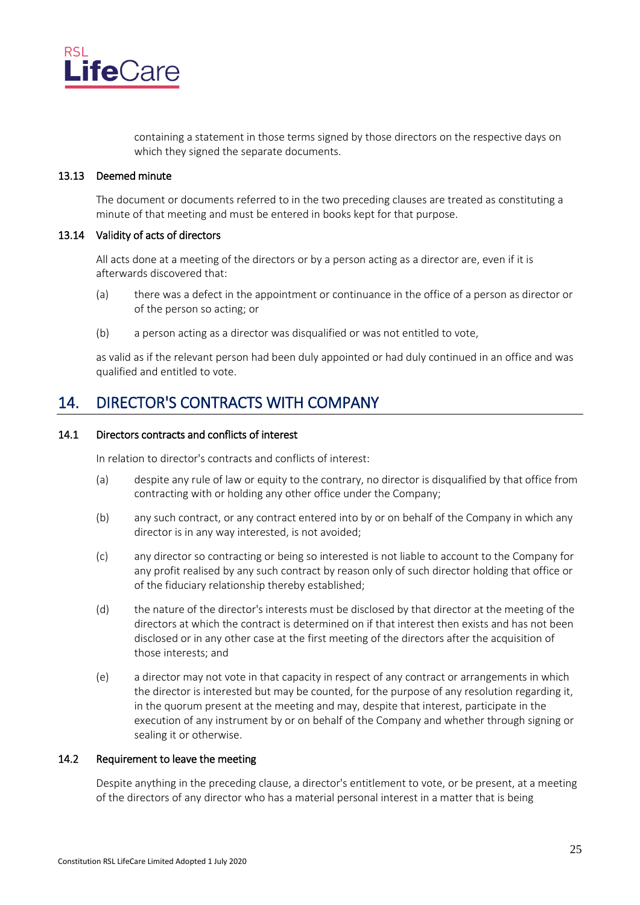containing a statement in those terms signed by those directors on the respective days on which they signed the separate documents.

### 13.13 Deemed minute

The document or documents referred to in the two preceding clauses are treated as constituting a minute of that meeting and must be entered in books kept for that purpose.

### 13.14 Validity of acts of directors

All acts done at a meeting of the directors or by a person acting as a director are, even if it is afterwards discovered that:

(a) there was a defect in the appointment or continuance in the office of a person as director or of the person so acting; or

(b) a person acting as a director was disqualified or was not entitled to vote,

as valid as if the relevant person had been duly appointed or had duly continued in an office and was qualified and entitled to vote.

## 14. DIRECTOR'S CONTRACTS WITH COMPANY

### 14.1 Directors contracts and conflicts of interest

In relation to director's contracts and conflicts of interest:

(a) despite any rule of law or equity to the contrary, no director is disqualified by that office from contracting with or holding any other office under the Company;

(b) any such contract, or any contract entered into by or on behalf of the Company in which any director is in any way interested, is not avoided;

(c) any director so contracting or being so interested is not liable to account to the Company for any profit realised by any such contract by reason only of such director holding that office or of the fiduciary relationship thereby established;

(d) the nature of the director's interests must be disclosed by that director at the meeting of the directors at which the contract is determined on if that interest then exists and has not been disclosed or in any other case at the first meeting of the directors after the acquisition of those interests; and

(e) a director may not vote in that capacity in respect of any contract or arrangements in which the director is interested but may be counted, for the purpose of any resolution regarding it, in the quorum present at the meeting and may, despite that interest, participate in the execution of any instrument by or on behalf of the Company and whether through signing or sealing it or otherwise.

### 14.2 Requirement to leave the meeting

Despite anything in the preceding clause, a director's entitlement to vote, or be present, at a meeting of the directors of any director who has a material personal interest in a matter that is being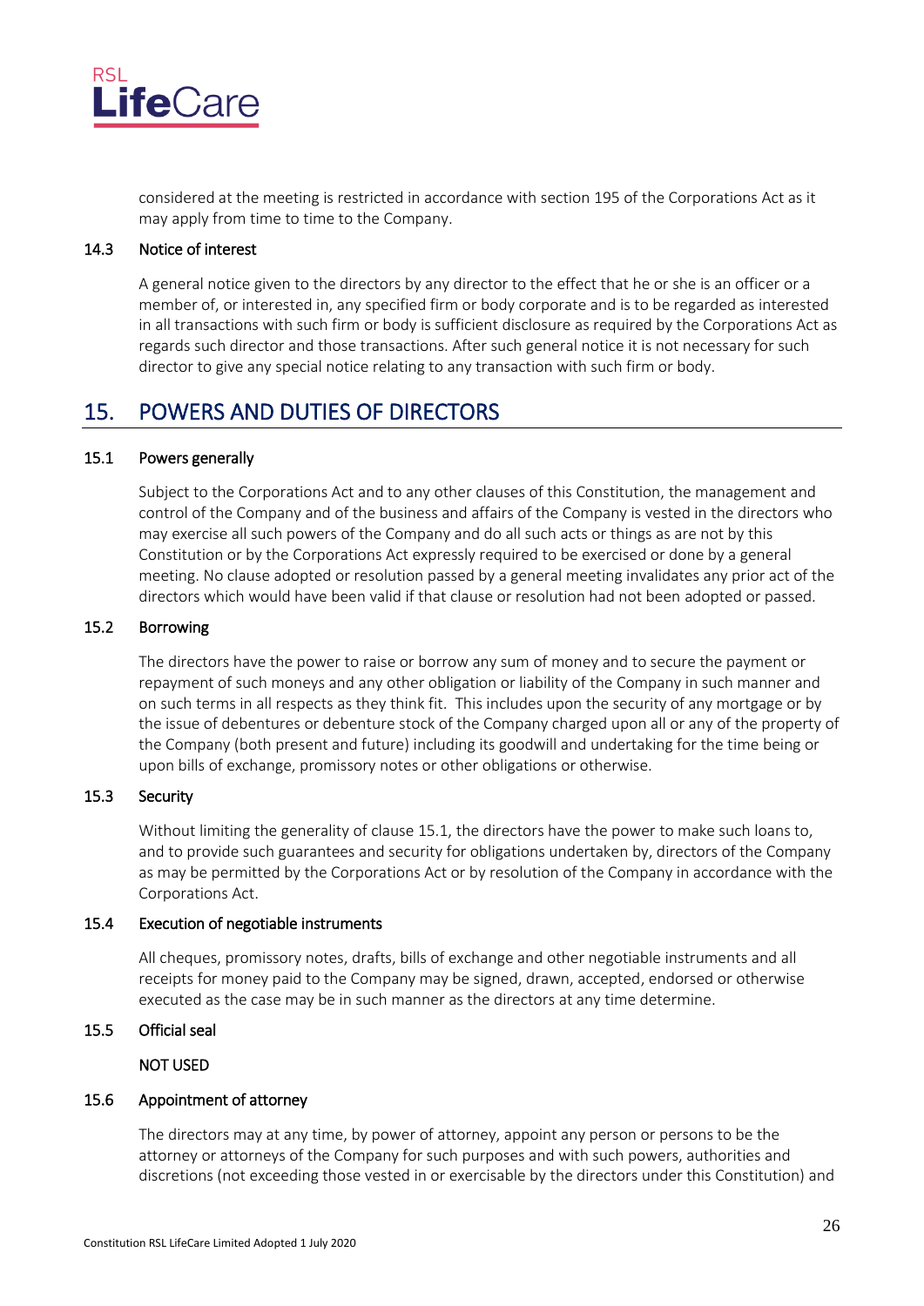considered at the meeting is restricted in accordance with section 195 of the Corporations Act as it may apply from time to time to the Company.

### 14.3 Notice of interest

A general notice given to the directors by any director to the effect that he or she is an officer or a member of, or interested in, any specified firm or body corporate and is to be regarded as interested in all transactions with such firm or body is sufficient disclosure as required by the Corporations Act as regards such director and those transactions. After such general notice it is not necessary for such director to give any special notice relating to any transaction with such firm or body.

## 15. POWERS AND DUTIES OF DIRECTORS

### 15.1 Powers generally

Subject to the Corporations Act and to any other clauses of this Constitution, the management and control of the Company and of the business and affairs of the Company is vested in the directors who may exercise all such powers of the Company and do all such acts or things as are not by this Constitution or by the Corporations Act expressly required to be exercised or done by a general meeting. No clause adopted or resolution passed by a general meeting invalidates any prior act of the directors which would have been valid if that clause or resolution had not been adopted or passed.

### 15.2 Borrowing

The directors have the power to raise or borrow any sum of money and to secure the payment or repayment of such moneys and any other obligation or liability of the Company in such manner and on such terms in all respects as they think fit. This includes upon the security of any mortgage or by the issue of debentures or debenture stock of the Company charged upon all or any of the property of the Company (both present and future) including its goodwill and undertaking for the time being or upon bills of exchange, promissory notes or other obligations or otherwise.

### 15.3 Security

Without limiting the generality of clause 15.1, the directors have the power to make such loans to, and to provide such guarantees and security for obligations undertaken by, directors of the Company as may be permitted by the Corporations Act or by resolution of the Company in accordance with the Corporations Act.

### 15.4 Execution of negotiable instruments

All cheques, promissory notes, drafts, bills of exchange and other negotiable instruments and all receipts for money paid to the Company may be signed, drawn, accepted, endorsed or otherwise executed as the case may be in such manner as the directors at any time determine.

### 15.5 Official seal

NOT USED

### 15.6 Appointment of attorney

The directors may at any time, by power of attorney, appoint any person or persons to be the attorney or attorneys of the Company for such purposes and with such powers, authorities and discretions (not exceeding those vested in or exercisable by the directors under this Constitution) and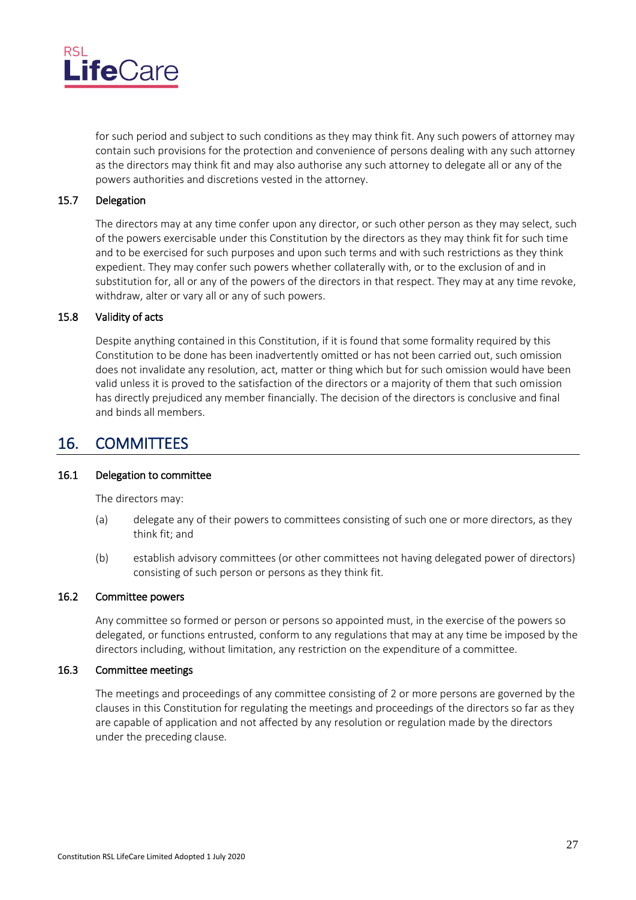for such period and subject to such conditions as they may think fit. Any such powers of attorney may contain such provisions for the protection and convenience of persons dealing with any such attorney as the directors may think fit and may also authorise any such attorney to delegate all or any of the powers authorities and discretions vested in the attorney.

### 15.7 Delegation

The directors may at any time confer upon any director, or such other person as they may select, such of the powers exercisable under this Constitution by the directors as they may think fit for such time and to be exercised for such purposes and upon such terms and with such restrictions as they think expedient. They may confer such powers whether collaterally with, or to the exclusion of and in substitution for, all or any of the powers of the directors in that respect. They may at any time revoke, withdraw, alter or vary all or any of such powers.

### 15.8 Validity of acts

Despite anything contained in this Constitution, if it is found that some formality required by this Constitution to be done has been inadvertently omitted or has not been carried out, such omission does not invalidate any resolution, act, matter or thing which but for such omission would have been valid unless it is proved to the satisfaction of the directors or a majority of them that such omission has directly prejudiced any member financially. The decision of the directors is conclusive and final and binds all members.

## 16. COMMITTEES

### 16.1 Delegation to committee

The directors may:

(a) delegate any of their powers to committees consisting of such one or more directors, as they think fit; and

(b) establish advisory committees (or other committees not having delegated power of directors) consisting of such person or persons as they think fit.

### 16.2 Committee powers

Any committee so formed or person or persons so appointed must, in the exercise of the powers so delegated, or functions entrusted, conform to any regulations that may at any time be imposed by the directors including, without limitation, any restriction on the expenditure of a committee.

### 16.3 Committee meetings

The meetings and proceedings of any committee consisting of 2 or more persons are governed by the clauses in this Constitution for regulating the meetings and proceedings of the directors so far as they are capable of application and not affected by any resolution or regulation made by the directors under the preceding clause.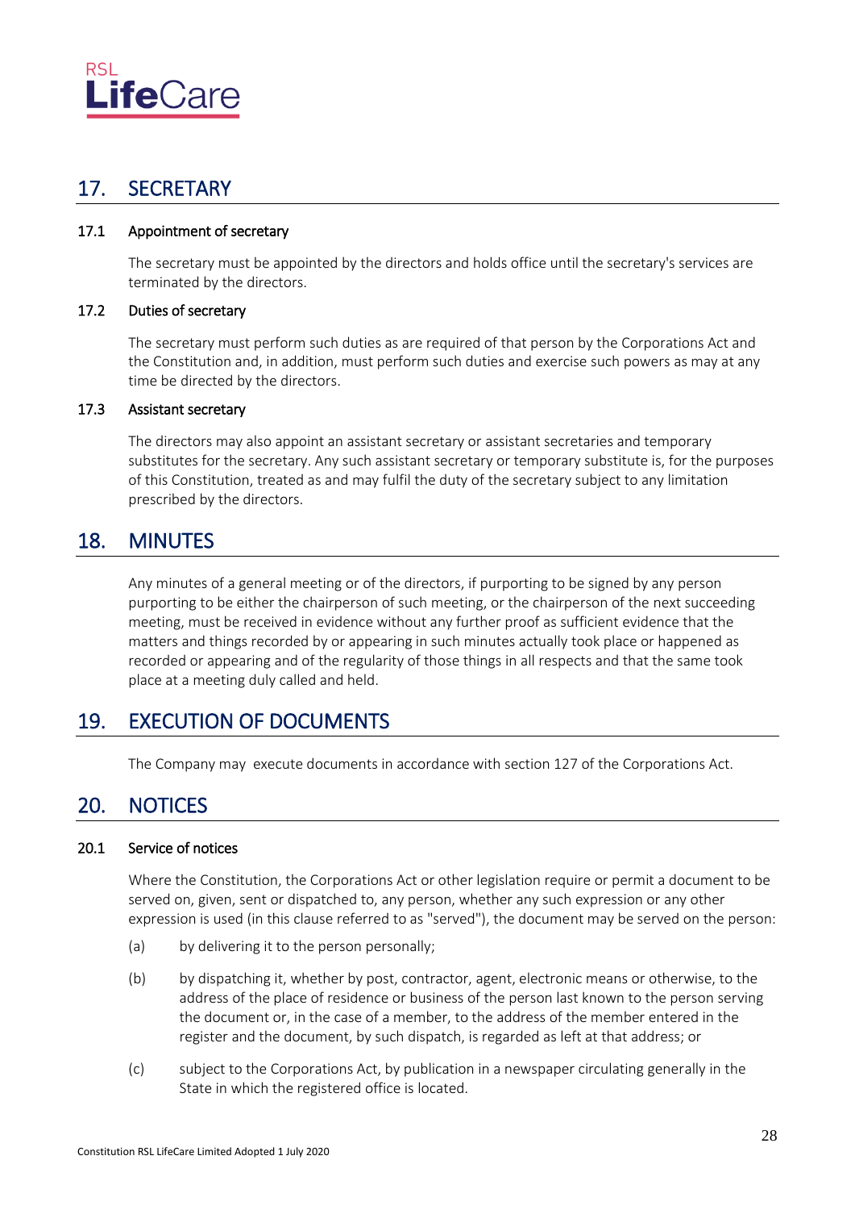## 17. SECRETARY

### 17.1 Appointment of secretary

The secretary must be appointed by the directors and holds office until the secretary's services are terminated by the directors.

### 17.2 Duties of secretary

The secretary must perform such duties as are required of that person by the Corporations Act and the Constitution and, in addition, must perform such duties and exercise such powers as may at any time be directed by the directors.

### 17.3 Assistant secretary

The directors may also appoint an assistant secretary or assistant secretaries and temporary substitutes for the secretary. Any such assistant secretary or temporary substitute is, for the purposes of this Constitution, treated as and may fulfil the duty of the secretary subject to any limitation prescribed by the directors.

## 18. MINUTES

Any minutes of a general meeting or of the directors, if purporting to be signed by any person purporting to be either the chairperson of such meeting, or the chairperson of the next succeeding meeting, must be received in evidence without any further proof as sufficient evidence that the matters and things recorded by or appearing in such minutes actually took place or happened as recorded or appearing and of the regularity of those things in all respects and that the same took place at a meeting duly called and held.

## 19. EXECUTION OF DOCUMENTS

The Company may execute documents in accordance with section 127 of the Corporations Act.

## 20. NOTICES

### 20.1 Service of notices

Where the Constitution, the Corporations Act or other legislation require or permit a document to be served on, given, sent or dispatched to, any person, whether any such expression or any other expression is used (in this clause referred to as "served"), the document may be served on the person:

(a) by delivering it to the person personally;

(b) by dispatching it, whether by post, contractor, agent, electronic means or otherwise, to the address of the place of residence or business of the person last known to the person serving the document or, in the case of a member, to the address of the member entered in the register and the document, by such dispatch, is regarded as left at that address; or

(c) subject to the Corporations Act, by publication in a newspaper circulating generally in the State in which the registered office is located.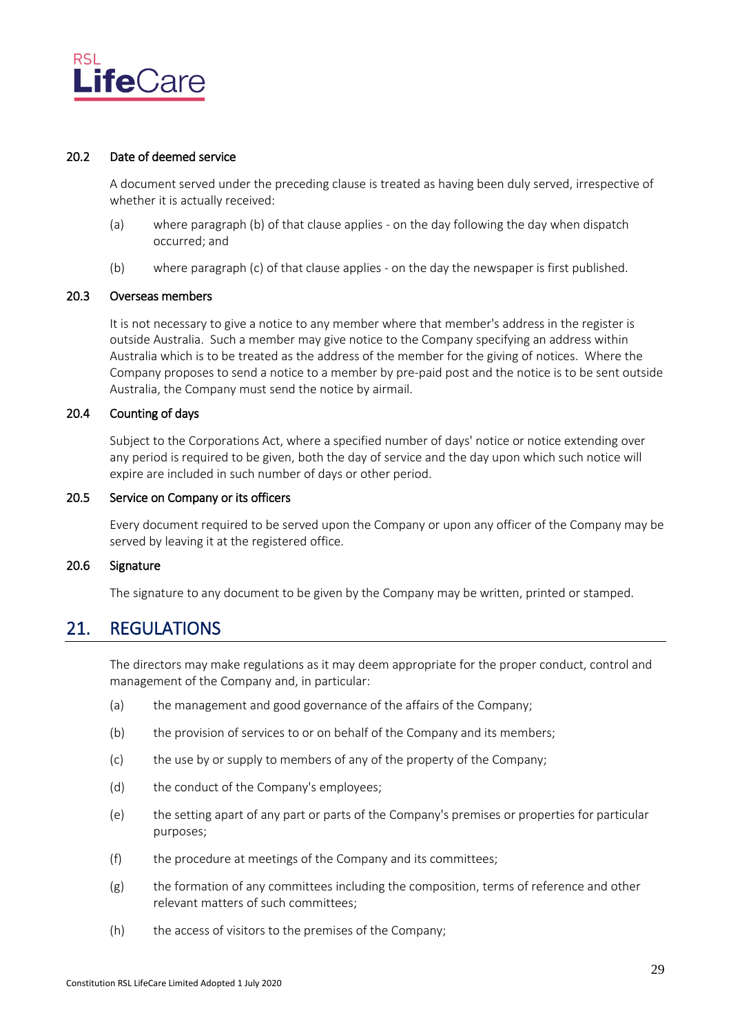### 20.2 Date of deemed service

A document served under the preceding clause is treated as having been duly served, irrespective of whether it is actually received:

(a) where paragraph (b) of that clause applies - on the day following the day when dispatch occurred; and

(b) where paragraph (c) of that clause applies - on the day the newspaper is first published.

### 20.3 Overseas members

It is not necessary to give a notice to any member where that member's address in the register is outside Australia. Such a member may give notice to the Company specifying an address within Australia which is to be treated as the address of the member for the giving of notices. Where the Company proposes to send a notice to a member by pre-paid post and the notice is to be sent outside Australia, the Company must send the notice by airmail.

### 20.4 Counting of days

Subject to the Corporations Act, where a specified number of days' notice or notice extending over any period is required to be given, both the day of service and the day upon which such notice will expire are included in such number of days or other period.

### 20.5 Service on Company or its officers

Every document required to be served upon the Company or upon any officer of the Company may be served by leaving it at the registered office.

### 20.6 Signature

The signature to any document to be given by the Company may be written, printed or stamped.

## 21. REGULATIONS

The directors may make regulations as it may deem appropriate for the proper conduct, control and management of the Company and, in particular:

(a) the management and good governance of the affairs of the Company;

(b) the provision of services to or on behalf of the Company and its members;

(c) the use by or supply to members of any of the property of the Company;

(d) the conduct of the Company's employees;

(e) the setting apart of any part or parts of the Company's premises or properties for particular purposes;

(f) the procedure at meetings of the Company and its committees;

(g) the formation of any committees including the composition, terms of reference and other relevant matters of such committees;

(h) the access of visitors to the premises of the Company;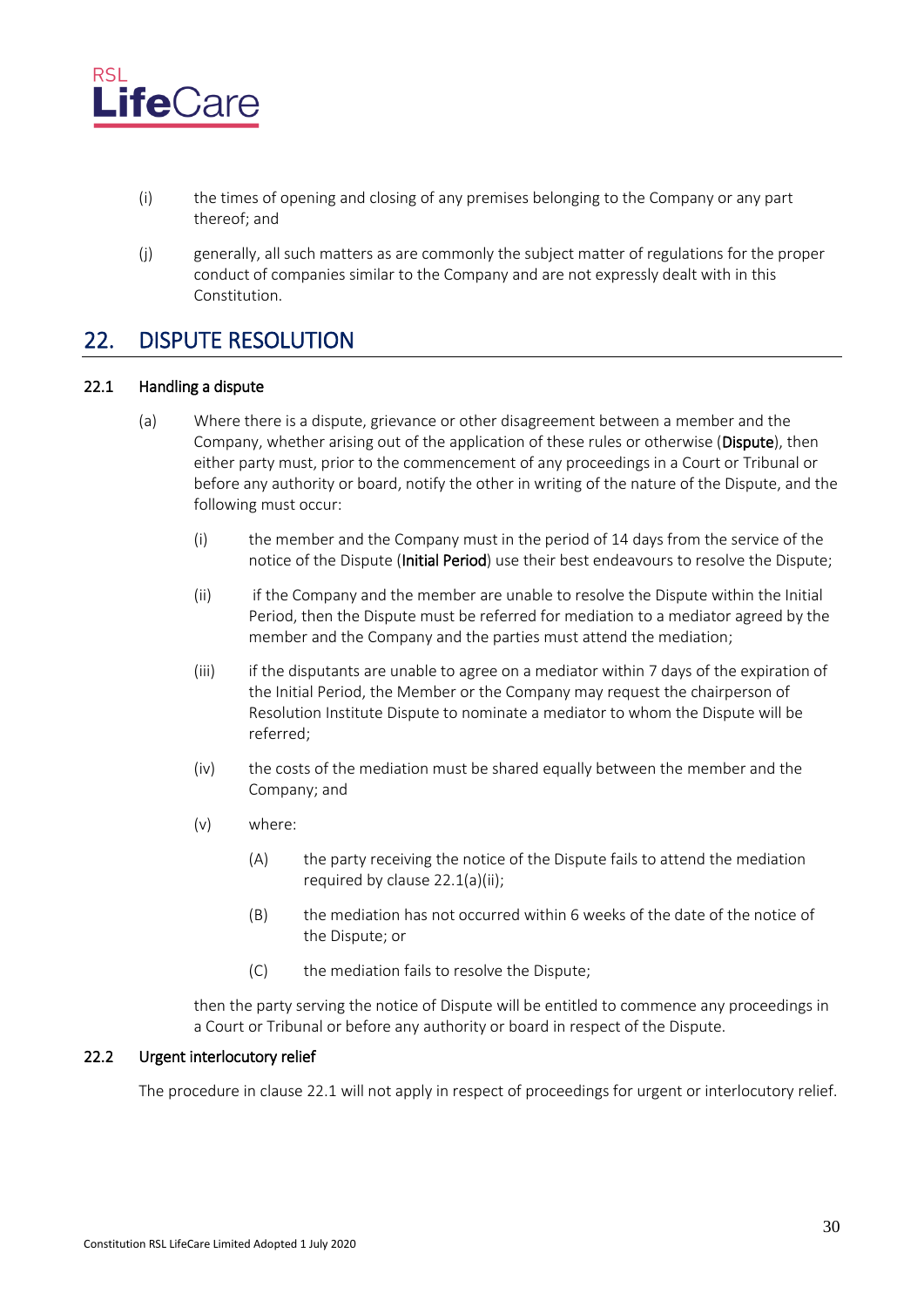(i) the times of opening and closing of any premises belonging to the Company or any part thereof; and

(j) generally, all such matters as are commonly the subject matter of regulations for the proper conduct of companies similar to the Company and are not expressly dealt with in this Constitution.

## 22. DISPUTE RESOLUTION

### 22.1 Handling a dispute

(a) Where there is a dispute, grievance or other disagreement between a member and the Company, whether arising out of the application of these rules or otherwise (**Dispute**), then either party must, prior to the commencement of any proceedings in a Court or Tribunal or before any authority or board, notify the other in writing of the nature of the Dispute, and the following must occur:

(i) the member and the Company must in the period of 14 days from the service of the notice of the Dispute (**Initial Period**) use their best endeavours to resolve the Dispute;

(ii) if the Company and the member are unable to resolve the Dispute within the Initial Period, then the Dispute must be referred for mediation to a mediator agreed by the member and the Company and the parties must attend the mediation;

(iii) if the disputants are unable to agree on a mediator within 7 days of the expiration of the Initial Period, the Member or the Company may request the chairperson of Resolution Institute Dispute to nominate a mediator to whom the Dispute will be referred;

(iv) the costs of the mediation must be shared equally between the member and the Company; and

(v) where:

(A) the party receiving the notice of the Dispute fails to attend the mediation required by clause 22.1(a)(ii);

(B) the mediation has not occurred within 6 weeks of the date of the notice of the Dispute; or

(C) the mediation fails to resolve the Dispute;

then the party serving the notice of Dispute will be entitled to commence any proceedings in a Court or Tribunal or before any authority or board in respect of the Dispute.

### 22.2 Urgent interlocutory relief

The procedure in clause 22.1 will not apply in respect of proceedings for urgent or interlocutory relief.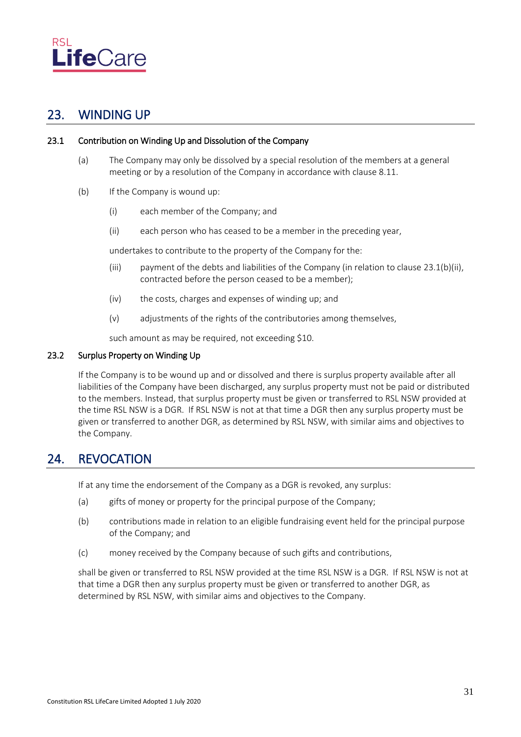## 23. WINDING UP

### 23.1 Contribution on Winding Up and Dissolution of the Company

(a) The Company may only be dissolved by a special resolution of the members at a general meeting or by a resolution of the Company in accordance with clause 8.11.

(b) If the Company is wound up:

(i) each member of the Company; and

(ii) each person who has ceased to be a member in the preceding year,

undertakes to contribute to the property of the Company for the:

(iii) payment of the debts and liabilities of the Company (in relation to clause 23.1(b)(ii), contracted before the person ceased to be a member);

(iv) the costs, charges and expenses of winding up; and

(v) adjustments of the rights of the contributories among themselves,

such amount as may be required, not exceeding $10.

### 23.2 Surplus Property on Winding Up

If the Company is to be wound up and or dissolved and there is surplus property available after all liabilities of the Company have been discharged, any surplus property must not be paid or distributed to the members. Instead, that surplus property must be given or transferred to RSL NSW provided at the time RSL NSW is a DGR. If RSL NSW is not at that time a DGR then any surplus property must be given or transferred to another DGR, as determined by RSL NSW, with similar aims and objectives to the Company.

## 24. REVOCATION

If at any time the endorsement of the Company as a DGR is revoked, any surplus:

(a) gifts of money or property for the principal purpose of the Company;

(b) contributions made in relation to an eligible fundraising event held for the principal purpose of the Company; and

(c) money received by the Company because of such gifts and contributions,

shall be given or transferred to RSL NSW provided at the time RSL NSW is a DGR. If RSL NSW is not at that time a DGR then any surplus property must be given or transferred to another DGR, as determined by RSL NSW, with similar aims and objectives to the Company.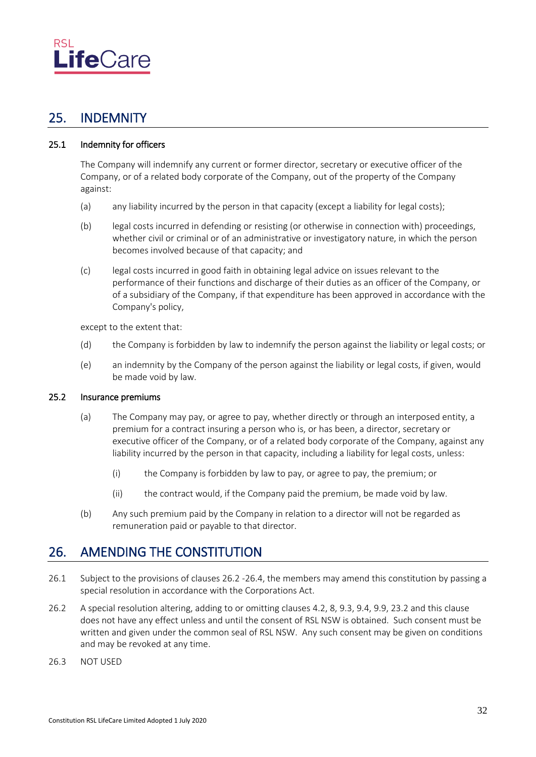## 25. INDEMNITY

### 25.1 Indemnity for officers

The Company will indemnify any current or former director, secretary or executive officer of the Company, or of a related body corporate of the Company, out of the property of the Company against:

(a) any liability incurred by the person in that capacity (except a liability for legal costs);

(b) legal costs incurred in defending or resisting (or otherwise in connection with) proceedings, whether civil or criminal or of an administrative or investigatory nature, in which the person becomes involved because of that capacity; and

(c) legal costs incurred in good faith in obtaining legal advice on issues relevant to the performance of their functions and discharge of their duties as an officer of the Company, or of a subsidiary of the Company, if that expenditure has been approved in accordance with the Company's policy,

except to the extent that:

(d) the Company is forbidden by law to indemnify the person against the liability or legal costs; or

(e) an indemnity by the Company of the person against the liability or legal costs, if given, would be made void by law.

### 25.2 Insurance premiums

(a) The Company may pay, or agree to pay, whether directly or through an interposed entity, a premium for a contract insuring a person who is, or has been, a director, secretary or executive officer of the Company, or of a related body corporate of the Company, against any liability incurred by the person in that capacity, including a liability for legal costs, unless:

(i) the Company is forbidden by law to pay, or agree to pay, the premium; or

(ii) the contract would, if the Company paid the premium, be made void by law.

(b) Any such premium paid by the Company in relation to a director will not be regarded as remuneration paid or payable to that director.

## 26. AMENDING THE CONSTITUTION

26.1 Subject to the provisions of clauses 26.2 -26.4, the members may amend this constitution by passing a special resolution in accordance with the Corporations Act.

26.2 A special resolution altering, adding to or omitting clauses 4.2, 8, 9.3, 9.4, 9.9, 23.2 and this clause does not have any effect unless and until the consent of RSL NSW is obtained. Such consent must be written and given under the common seal of RSL NSW. Any such consent may be given on conditions and may be revoked at any time.

26.3 NOT USED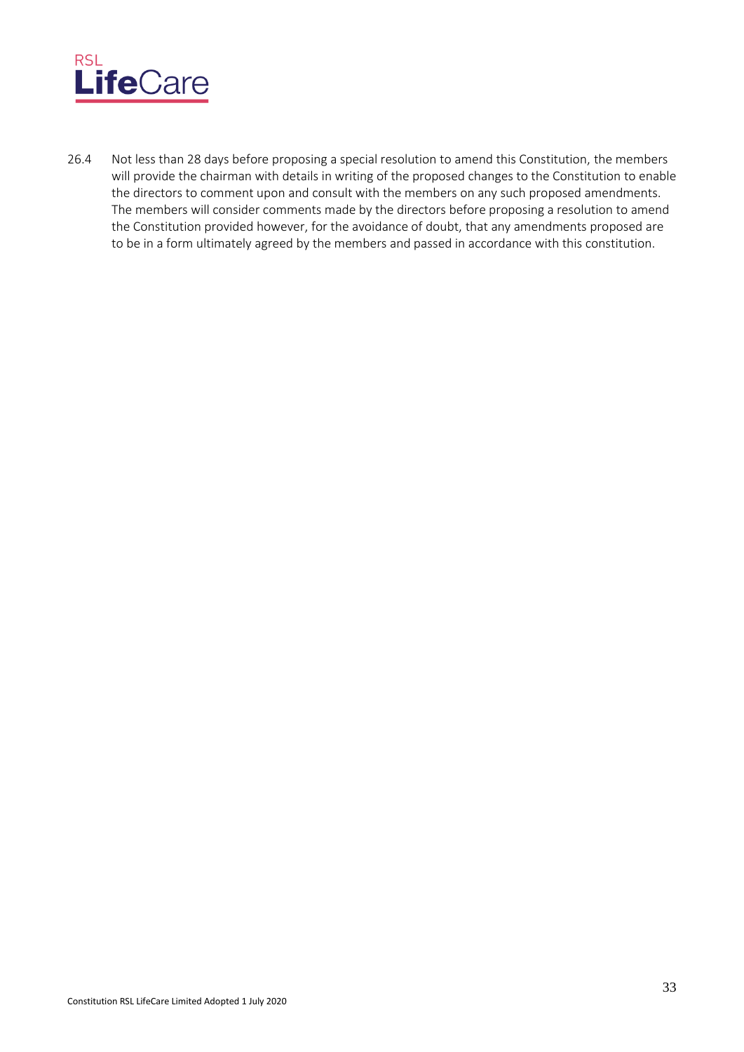26.4 Not less than 28 days before proposing a special resolution to amend this Constitution, the members will provide the chairman with details in writing of the proposed changes to the Constitution to enable the directors to comment upon and consult with the members on any such proposed amendments. The members will consider comments made by the directors before proposing a resolution to amend the Constitution provided however, for the avoidance of doubt, that any amendments proposed are to be in a form ultimately agreed by the members and passed in accordance with this constitution.